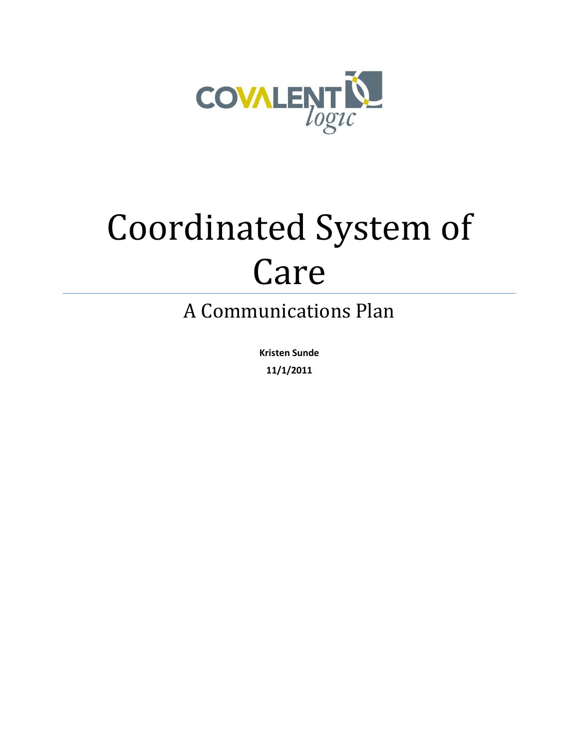COVALENT *logic*

# Coordinated System of Care

## A Communications Plan

**Kristen Sunde**

**11/1/2011**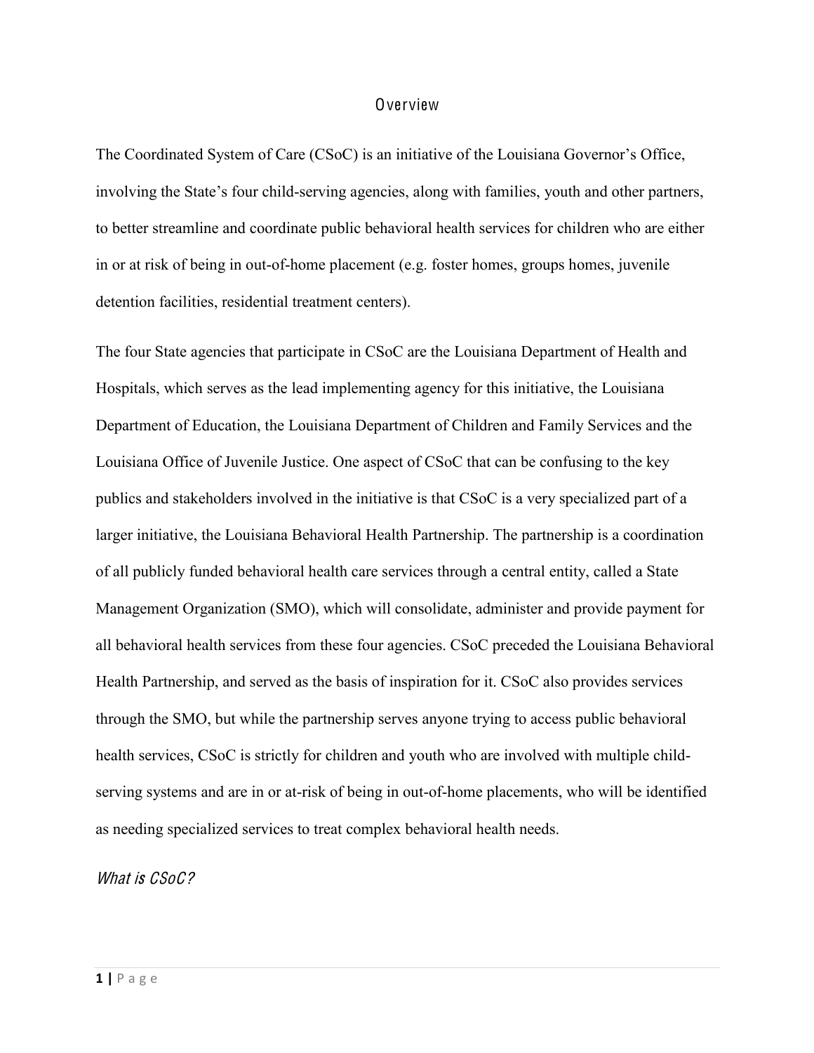# Overview

The Coordinated System of Care (CSoC) is an initiative of the Louisiana Governor's Office, involving the State's four child-serving agencies, along with families, youth and other partners, to better streamline and coordinate public behavioral health services for children who are either in or at risk of being in out-of-home placement (e.g. foster homes, groups homes, juvenile detention facilities, residential treatment centers).

The four State agencies that participate in CSoC are the Louisiana Department of Health and Hospitals, which serves as the lead implementing agency for this initiative, the Louisiana Department of Education, the Louisiana Department of Children and Family Services and the Louisiana Office of Juvenile Justice. One aspect of CSoC that can be confusing to the key publics and stakeholders involved in the initiative is that CSoC is a very specialized part of a larger initiative, the Louisiana Behavioral Health Partnership. The partnership is a coordination of all publicly funded behavioral health care services through a central entity, called a State Management Organization (SMO), which will consolidate, administer and provide payment for all behavioral health services from these four agencies. CSoC preceded the Louisiana Behavioral Health Partnership, and served as the basis of inspiration for it. CSoC also provides services through the SMO, but while the partnership serves anyone trying to access public behavioral health services, CSoC is strictly for children and youth who are involved with multiple child-serving systems and are in or at-risk of being in out-of-home placements, who will be identified as needing specialized services to treat complex behavioral health needs.

## *What is CSoC?*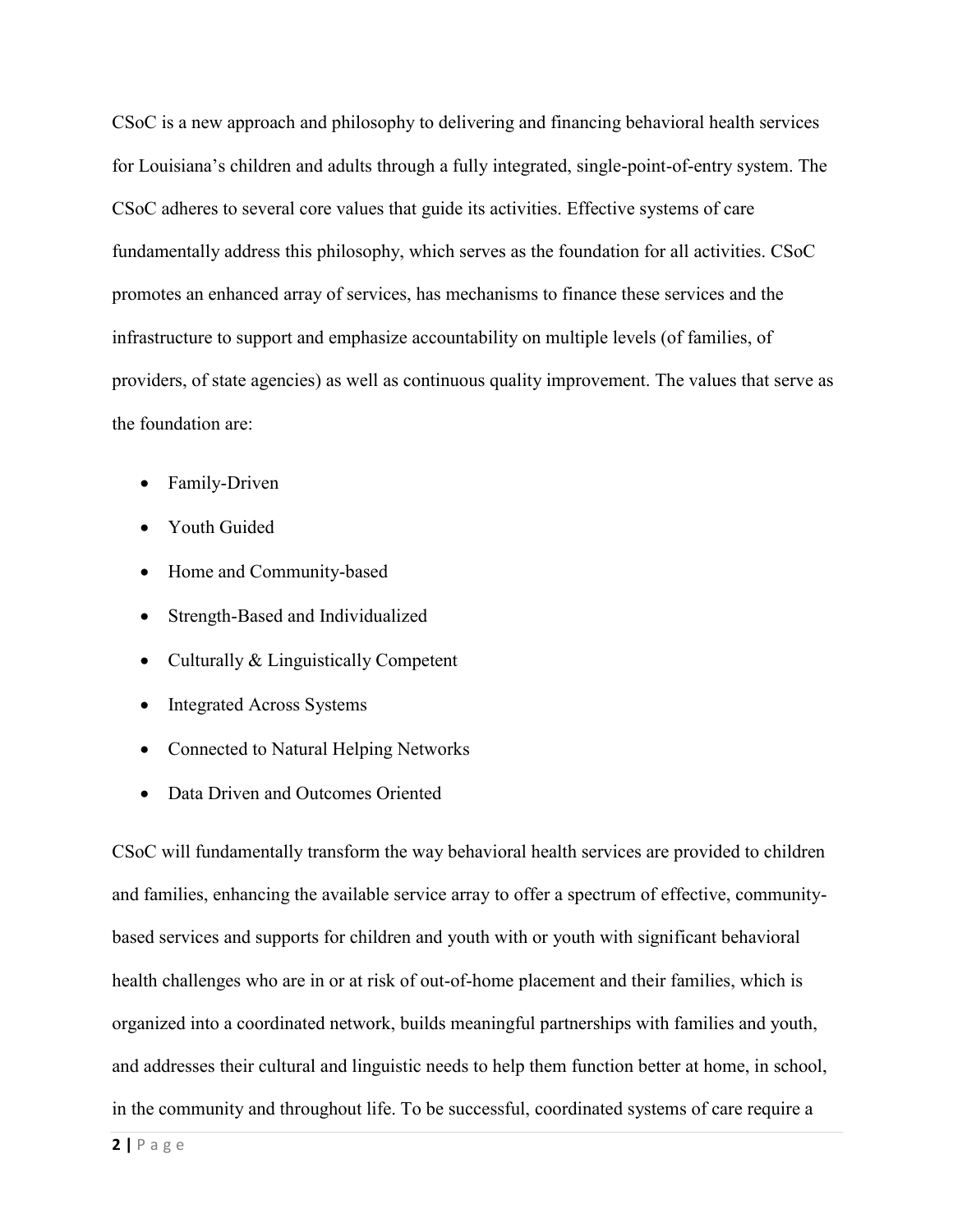CSoC is a new approach and philosophy to delivering and financing behavioral health services for Louisiana's children and adults through a fully integrated, single-point-of-entry system. The CSoC adheres to several core values that guide its activities. Effective systems of care fundamentally address this philosophy, which serves as the foundation for all activities. CSoC promotes an enhanced array of services, has mechanisms to finance these services and the infrastructure to support and emphasize accountability on multiple levels (of families, of providers, of state agencies) as well as continuous quality improvement. The values that serve as the foundation are:

- Family-Driven
- Youth Guided
- Home and Community-based
- Strength-Based and Individualized
- Culturally & Linguistically Competent
- Integrated Across Systems
- Connected to Natural Helping Networks
- Data Driven and Outcomes Oriented

CSoC will fundamentally transform the way behavioral health services are provided to children and families, enhancing the available service array to offer a spectrum of effective, community-based services and supports for children and youth with or youth with significant behavioral health challenges who are in or at risk of out-of-home placement and their families, which is organized into a coordinated network, builds meaningful partnerships with families and youth, and addresses their cultural and linguistic needs to help them function better at home, in school, in the community and throughout life. To be successful, coordinated systems of care require a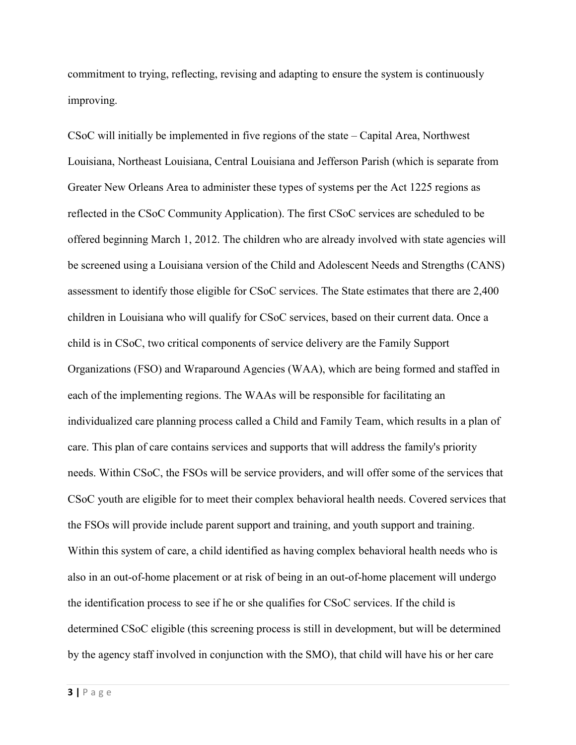commitment to trying, reflecting, revising and adapting to ensure the system is continuously improving.

CSoC will initially be implemented in five regions of the state – Capital Area, Northwest Louisiana, Northeast Louisiana, Central Louisiana and Jefferson Parish (which is separate from Greater New Orleans Area to administer these types of systems per the Act 1225 regions as reflected in the CSoC Community Application). The first CSoC services are scheduled to be offered beginning March 1, 2012. The children who are already involved with state agencies will be screened using a Louisiana version of the Child and Adolescent Needs and Strengths (CANS) assessment to identify those eligible for CSoC services. The State estimates that there are 2,400 children in Louisiana who will qualify for CSoC services, based on their current data. Once a child is in CSoC, two critical components of service delivery are the Family Support Organizations (FSO) and Wraparound Agencies (WAA), which are being formed and staffed in each of the implementing regions. The WAAs will be responsible for facilitating an individualized care planning process called a Child and Family Team, which results in a plan of care. This plan of care contains services and supports that will address the family's priority needs. Within CSoC, the FSOs will be service providers, and will offer some of the services that CSoC youth are eligible for to meet their complex behavioral health needs. Covered services that the FSOs will provide include parent support and training, and youth support and training. Within this system of care, a child identified as having complex behavioral health needs who is also in an out-of-home placement or at risk of being in an out-of-home placement will undergo the identification process to see if he or she qualifies for CSoC services. If the child is determined CSoC eligible (this screening process is still in development, but will be determined by the agency staff involved in conjunction with the SMO), that child will have his or her care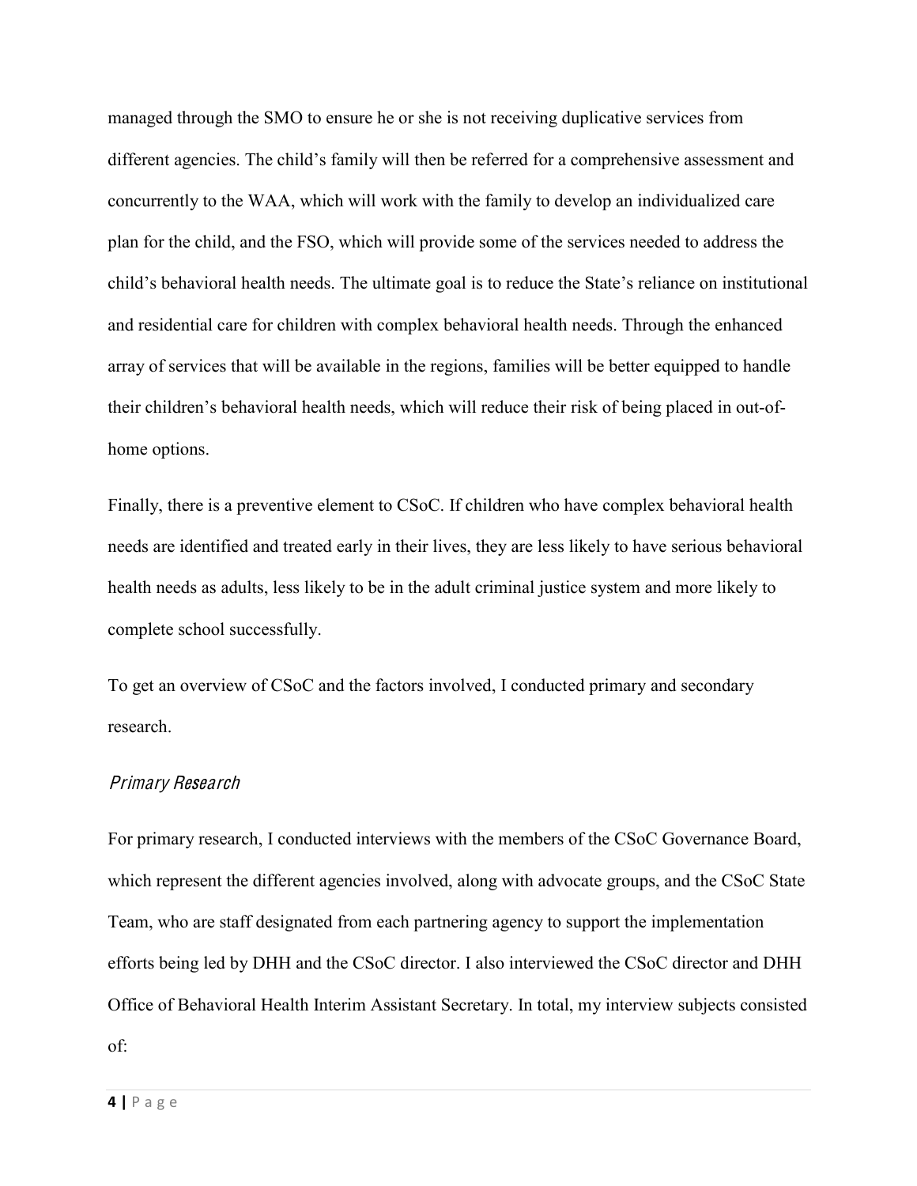managed through the SMO to ensure he or she is not receiving duplicative services from different agencies. The child's family will then be referred for a comprehensive assessment and concurrently to the WAA, which will work with the family to develop an individualized care plan for the child, and the FSO, which will provide some of the services needed to address the child's behavioral health needs. The ultimate goal is to reduce the State's reliance on institutional and residential care for children with complex behavioral health needs. Through the enhanced array of services that will be available in the regions, families will be better equipped to handle their children's behavioral health needs, which will reduce their risk of being placed in out-of-home options.

Finally, there is a preventive element to CSoC. If children who have complex behavioral health needs are identified and treated early in their lives, they are less likely to have serious behavioral health needs as adults, less likely to be in the adult criminal justice system and more likely to complete school successfully.

To get an overview of CSoC and the factors involved, I conducted primary and secondary research.

### *Primary Research*

For primary research, I conducted interviews with the members of the CSoC Governance Board, which represent the different agencies involved, along with advocate groups, and the CSoC State Team, who are staff designated from each partnering agency to support the implementation efforts being led by DHH and the CSoC director. I also interviewed the CSoC director and DHH Office of Behavioral Health Interim Assistant Secretary. In total, my interview subjects consisted of: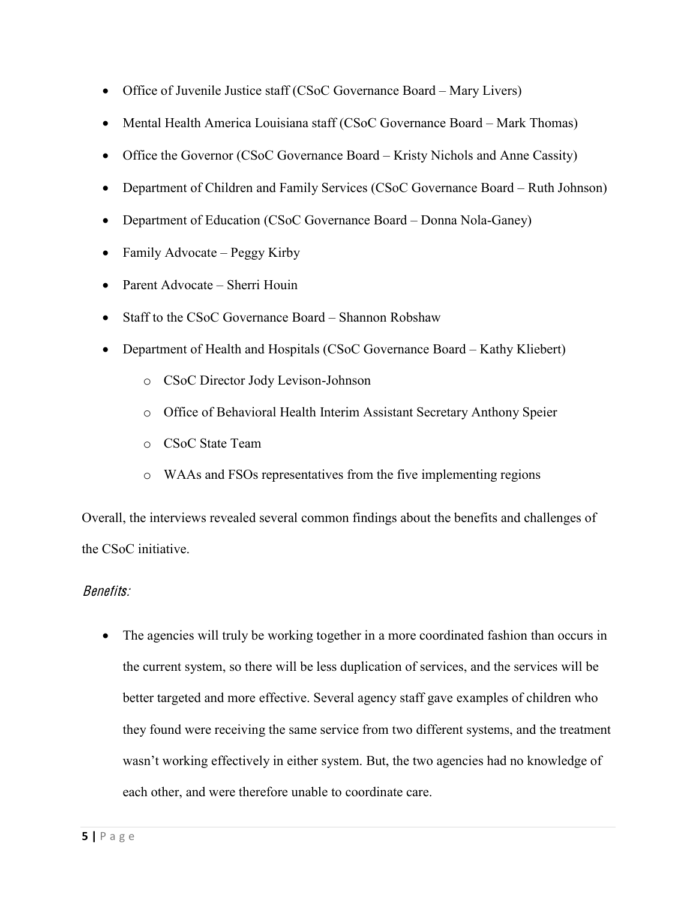- Office of Juvenile Justice staff (CSoC Governance Board – Mary Livers)
- Mental Health America Louisiana staff (CSoC Governance Board – Mark Thomas)
- Office the Governor (CSoC Governance Board – Kristy Nichols and Anne Cassity)
- Department of Children and Family Services (CSoC Governance Board – Ruth Johnson)
- Department of Education (CSoC Governance Board – Donna Nola-Ganey)
- Family Advocate – Peggy Kirby
- Parent Advocate – Sherri Houin
- Staff to the CSoC Governance Board – Shannon Robshaw
- Department of Health and Hospitals (CSoC Governance Board – Kathy Kliebert)
    - CSoC Director Jody Levison-Johnson
    - Office of Behavioral Health Interim Assistant Secretary Anthony Speier
    - CSoC State Team
    - WAAs and FSOs representatives from the five implementing regions

Overall, the interviews revealed several common findings about the benefits and challenges of the CSoC initiative.

### *Benefits:*

- The agencies will truly be working together in a more coordinated fashion than occurs in the current system, so there will be less duplication of services, and the services will be better targeted and more effective. Several agency staff gave examples of children who they found were receiving the same service from two different systems, and the treatment wasn't working effectively in either system. But, the two agencies had no knowledge of each other, and were therefore unable to coordinate care.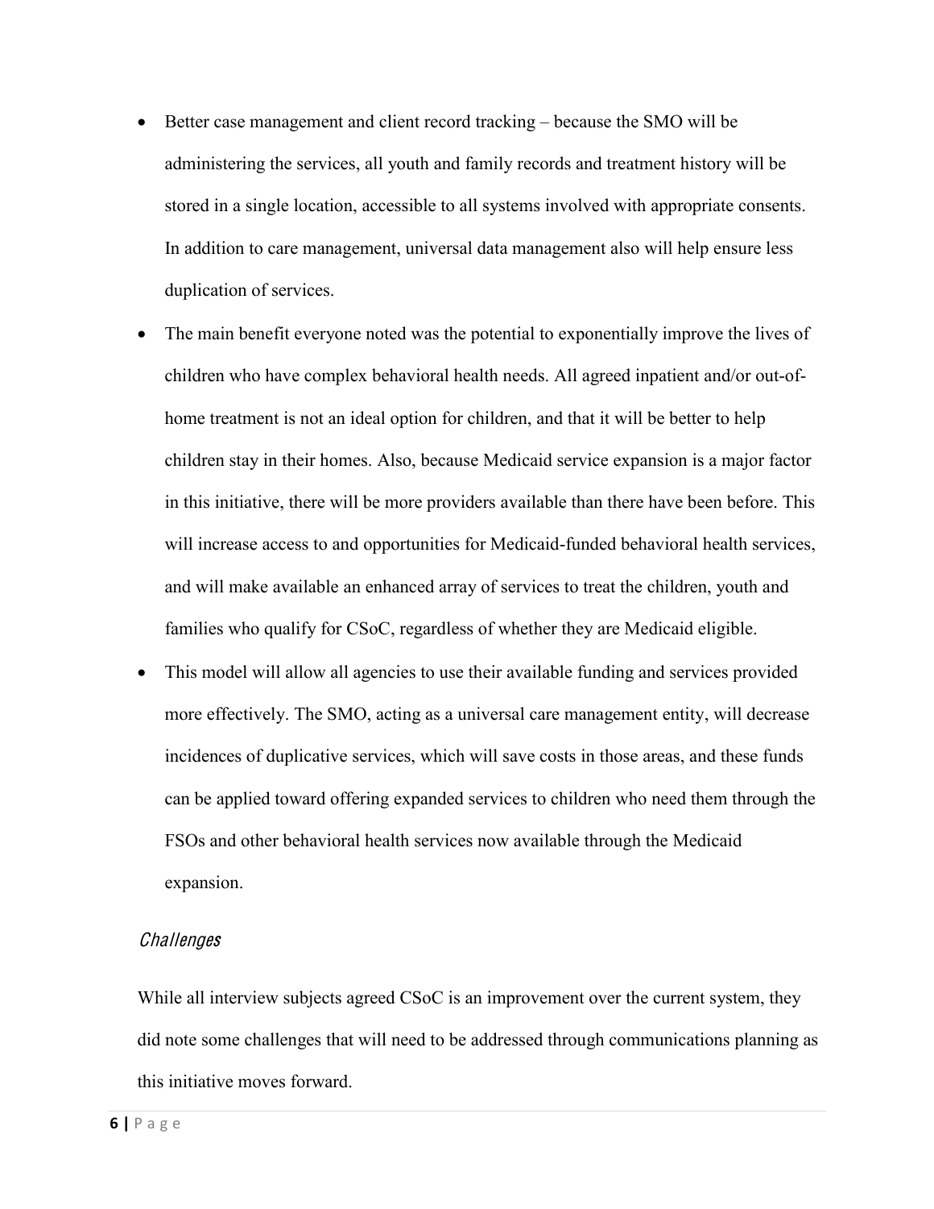- Better case management and client record tracking – because the SMO will be administering the services, all youth and family records and treatment history will be stored in a single location, accessible to all systems involved with appropriate consents. In addition to care management, universal data management also will help ensure less duplication of services.
- The main benefit everyone noted was the potential to exponentially improve the lives of children who have complex behavioral health needs. All agreed inpatient and/or out-of-home treatment is not an ideal option for children, and that it will be better to help children stay in their homes. Also, because Medicaid service expansion is a major factor in this initiative, there will be more providers available than there have been before. This will increase access to and opportunities for Medicaid-funded behavioral health services, and will make available an enhanced array of services to treat the children, youth and families who qualify for CSoC, regardless of whether they are Medicaid eligible.
- This model will allow all agencies to use their available funding and services provided more effectively. The SMO, acting as a universal care management entity, will decrease incidences of duplicative services, which will save costs in those areas, and these funds can be applied toward offering expanded services to children who need them through the FSOs and other behavioral health services now available through the Medicaid expansion.

### *Challenges*

While all interview subjects agreed CSoC is an improvement over the current system, they did note some challenges that will need to be addressed through communications planning as this initiative moves forward.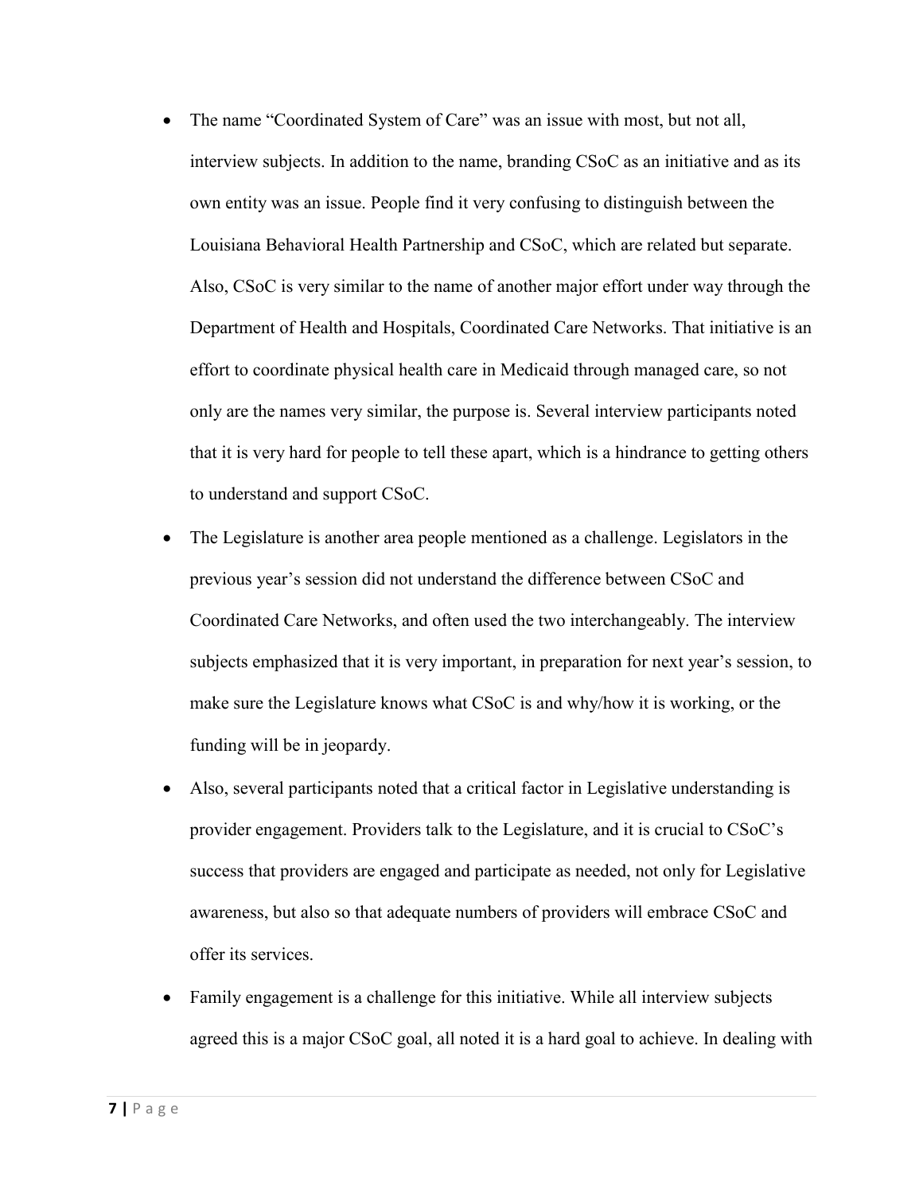- The name "Coordinated System of Care" was an issue with most, but not all, interview subjects. In addition to the name, branding CSoC as an initiative and as its own entity was an issue. People find it very confusing to distinguish between the Louisiana Behavioral Health Partnership and CSoC, which are related but separate. Also, CSoC is very similar to the name of another major effort under way through the Department of Health and Hospitals, Coordinated Care Networks. That initiative is an effort to coordinate physical health care in Medicaid through managed care, so not only are the names very similar, the purpose is. Several interview participants noted that it is very hard for people to tell these apart, which is a hindrance to getting others to understand and support CSoC.
- The Legislature is another area people mentioned as a challenge. Legislators in the previous year's session did not understand the difference between CSoC and Coordinated Care Networks, and often used the two interchangeably. The interview subjects emphasized that it is very important, in preparation for next year's session, to make sure the Legislature knows what CSoC is and why/how it is working, or the funding will be in jeopardy.
- Also, several participants noted that a critical factor in Legislative understanding is provider engagement. Providers talk to the Legislature, and it is crucial to CSoC's success that providers are engaged and participate as needed, not only for Legislative awareness, but also so that adequate numbers of providers will embrace CSoC and offer its services.
- Family engagement is a challenge for this initiative. While all interview subjects agreed this is a major CSoC goal, all noted it is a hard goal to achieve. In dealing with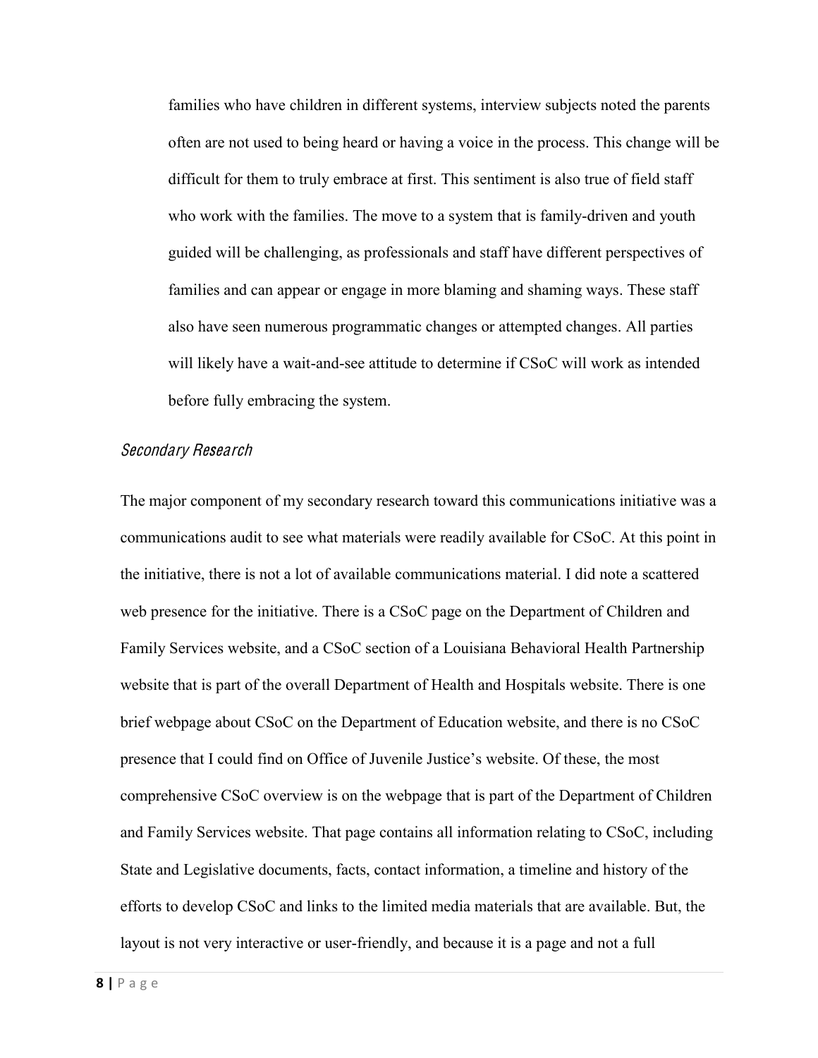families who have children in different systems, interview subjects noted the parents often are not used to being heard or having a voice in the process. This change will be difficult for them to truly embrace at first. This sentiment is also true of field staff who work with the families. The move to a system that is family-driven and youth guided will be challenging, as professionals and staff have different perspectives of families and can appear or engage in more blaming and shaming ways. These staff also have seen numerous programmatic changes or attempted changes. All parties will likely have a wait-and-see attitude to determine if CSoC will work as intended before fully embracing the system.

### *Secondary Research*

The major component of my secondary research toward this communications initiative was a communications audit to see what materials were readily available for CSoC. At this point in the initiative, there is not a lot of available communications material. I did note a scattered web presence for the initiative. There is a CSoC page on the Department of Children and Family Services website, and a CSoC section of a Louisiana Behavioral Health Partnership website that is part of the overall Department of Health and Hospitals website. There is one brief webpage about CSoC on the Department of Education website, and there is no CSoC presence that I could find on Office of Juvenile Justice's website. Of these, the most comprehensive CSoC overview is on the webpage that is part of the Department of Children and Family Services website. That page contains all information relating to CSoC, including State and Legislative documents, facts, contact information, a timeline and history of the efforts to develop CSoC and links to the limited media materials that are available. But, the layout is not very interactive or user-friendly, and because it is a page and not a full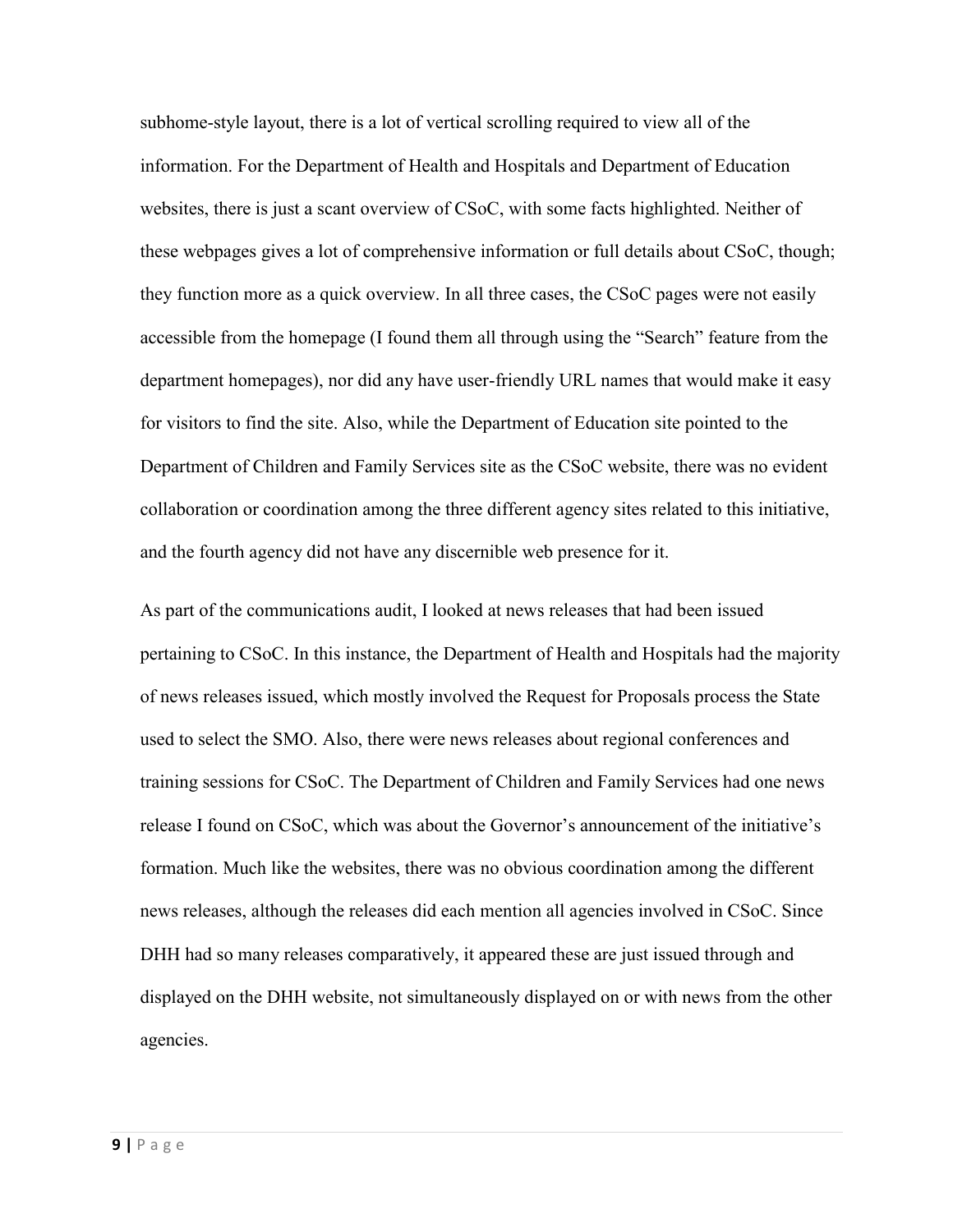subhome-style layout, there is a lot of vertical scrolling required to view all of the information. For the Department of Health and Hospitals and Department of Education websites, there is just a scant overview of CSoC, with some facts highlighted. Neither of these webpages gives a lot of comprehensive information or full details about CSoC, though; they function more as a quick overview. In all three cases, the CSoC pages were not easily accessible from the homepage (I found them all through using the "Search" feature from the department homepages), nor did any have user-friendly URL names that would make it easy for visitors to find the site. Also, while the Department of Education site pointed to the Department of Children and Family Services site as the CSoC website, there was no evident collaboration or coordination among the three different agency sites related to this initiative, and the fourth agency did not have any discernible web presence for it.

As part of the communications audit, I looked at news releases that had been issued pertaining to CSoC. In this instance, the Department of Health and Hospitals had the majority of news releases issued, which mostly involved the Request for Proposals process the State used to select the SMO. Also, there were news releases about regional conferences and training sessions for CSoC. The Department of Children and Family Services had one news release I found on CSoC, which was about the Governor's announcement of the initiative's formation. Much like the websites, there was no obvious coordination among the different news releases, although the releases did each mention all agencies involved in CSoC. Since DHH had so many releases comparatively, it appeared these are just issued through and displayed on the DHH website, not simultaneously displayed on or with news from the other agencies.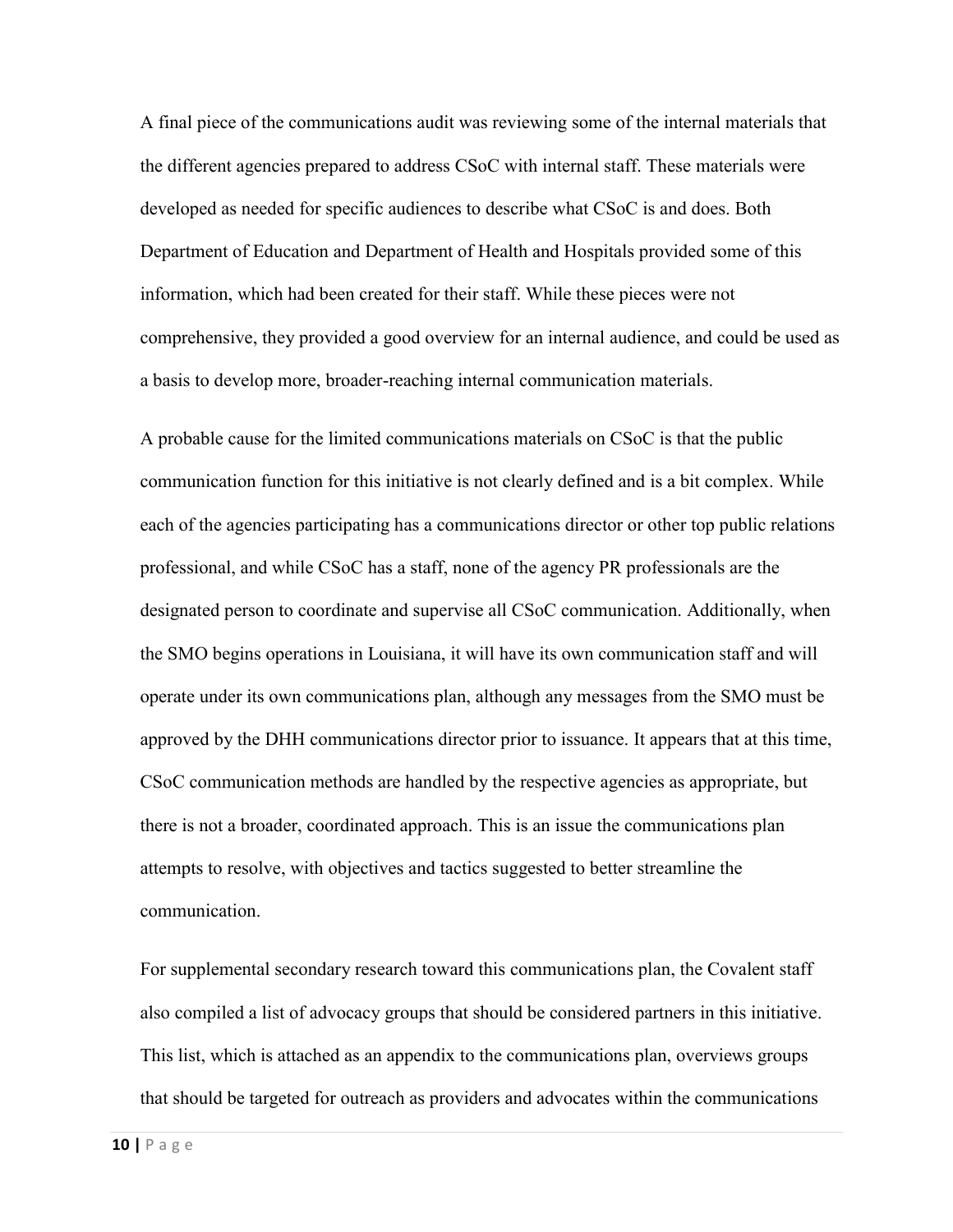A final piece of the communications audit was reviewing some of the internal materials that the different agencies prepared to address CSoC with internal staff. These materials were developed as needed for specific audiences to describe what CSoC is and does. Both Department of Education and Department of Health and Hospitals provided some of this information, which had been created for their staff. While these pieces were not comprehensive, they provided a good overview for an internal audience, and could be used as a basis to develop more, broader-reaching internal communication materials.

A probable cause for the limited communications materials on CSoC is that the public communication function for this initiative is not clearly defined and is a bit complex. While each of the agencies participating has a communications director or other top public relations professional, and while CSoC has a staff, none of the agency PR professionals are the designated person to coordinate and supervise all CSoC communication. Additionally, when the SMO begins operations in Louisiana, it will have its own communication staff and will operate under its own communications plan, although any messages from the SMO must be approved by the DHH communications director prior to issuance. It appears that at this time, CSoC communication methods are handled by the respective agencies as appropriate, but there is not a broader, coordinated approach. This is an issue the communications plan attempts to resolve, with objectives and tactics suggested to better streamline the communication.

For supplemental secondary research toward this communications plan, the Covalent staff also compiled a list of advocacy groups that should be considered partners in this initiative. This list, which is attached as an appendix to the communications plan, overviews groups that should be targeted for outreach as providers and advocates within the communications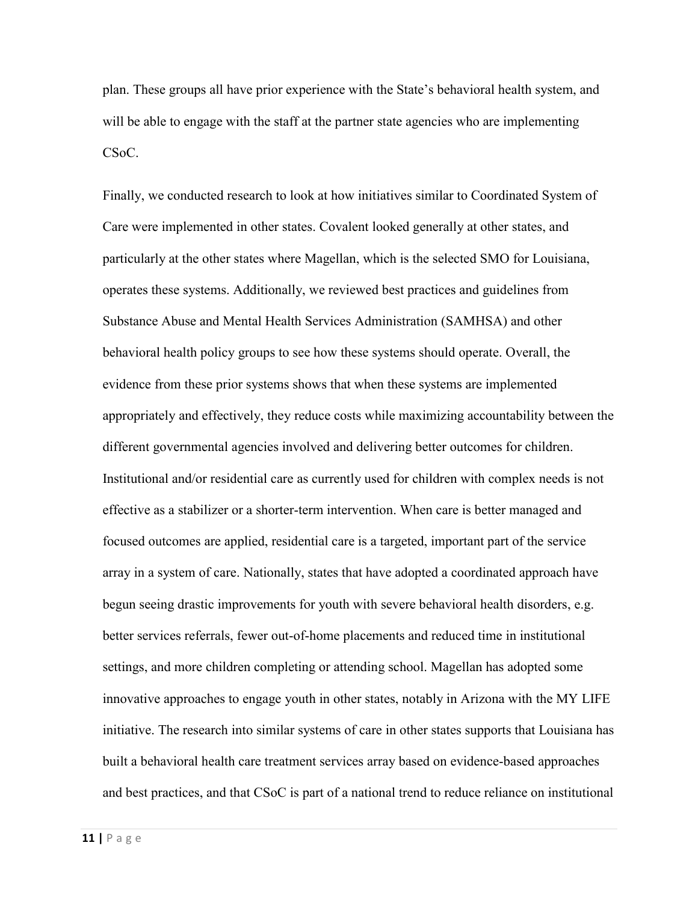plan. These groups all have prior experience with the State's behavioral health system, and will be able to engage with the staff at the partner state agencies who are implementing CSoC.

Finally, we conducted research to look at how initiatives similar to Coordinated System of Care were implemented in other states. Covalent looked generally at other states, and particularly at the other states where Magellan, which is the selected SMO for Louisiana, operates these systems. Additionally, we reviewed best practices and guidelines from Substance Abuse and Mental Health Services Administration (SAMHSA) and other behavioral health policy groups to see how these systems should operate. Overall, the evidence from these prior systems shows that when these systems are implemented appropriately and effectively, they reduce costs while maximizing accountability between the different governmental agencies involved and delivering better outcomes for children. Institutional and/or residential care as currently used for children with complex needs is not effective as a stabilizer or a shorter-term intervention. When care is better managed and focused outcomes are applied, residential care is a targeted, important part of the service array in a system of care. Nationally, states that have adopted a coordinated approach have begun seeing drastic improvements for youth with severe behavioral health disorders, e.g. better services referrals, fewer out-of-home placements and reduced time in institutional settings, and more children completing or attending school. Magellan has adopted some innovative approaches to engage youth in other states, notably in Arizona with the MY LIFE initiative. The research into similar systems of care in other states supports that Louisiana has built a behavioral health care treatment services array based on evidence-based approaches and best practices, and that CSoC is part of a national trend to reduce reliance on institutional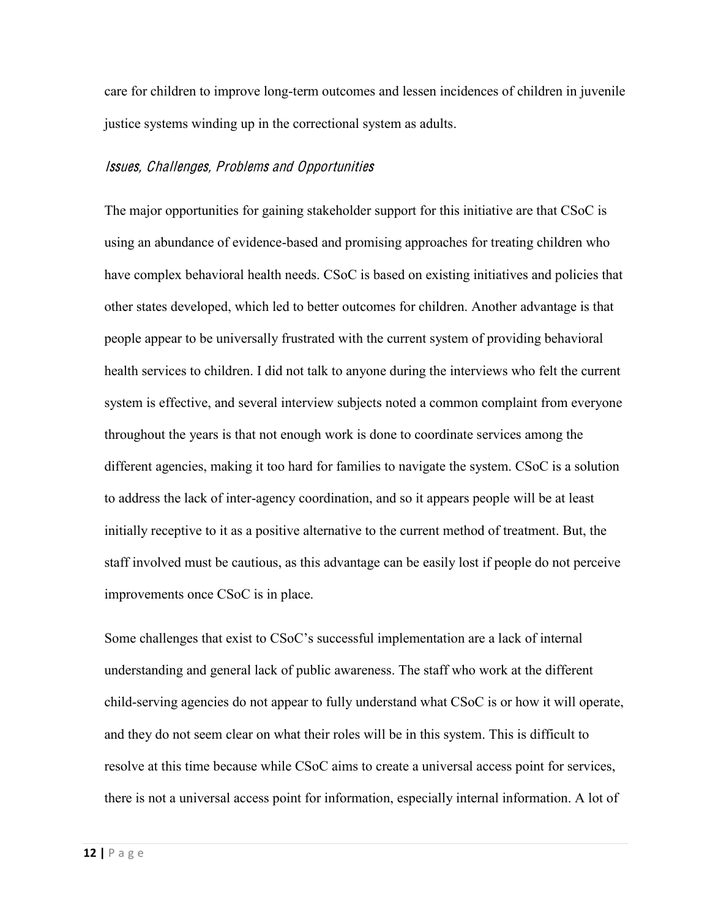care for children to improve long-term outcomes and lessen incidences of children in juvenile justice systems winding up in the correctional system as adults.

### *Issues, Challenges, Problems and Opportunities*

The major opportunities for gaining stakeholder support for this initiative are that CSoC is using an abundance of evidence-based and promising approaches for treating children who have complex behavioral health needs. CSoC is based on existing initiatives and policies that other states developed, which led to better outcomes for children. Another advantage is that people appear to be universally frustrated with the current system of providing behavioral health services to children. I did not talk to anyone during the interviews who felt the current system is effective, and several interview subjects noted a common complaint from everyone throughout the years is that not enough work is done to coordinate services among the different agencies, making it too hard for families to navigate the system. CSoC is a solution to address the lack of inter-agency coordination, and so it appears people will be at least initially receptive to it as a positive alternative to the current method of treatment. But, the staff involved must be cautious, as this advantage can be easily lost if people do not perceive improvements once CSoC is in place.

Some challenges that exist to CSoC's successful implementation are a lack of internal understanding and general lack of public awareness. The staff who work at the different child-serving agencies do not appear to fully understand what CSoC is or how it will operate, and they do not seem clear on what their roles will be in this system. This is difficult to resolve at this time because while CSoC aims to create a universal access point for services, there is not a universal access point for information, especially internal information. A lot of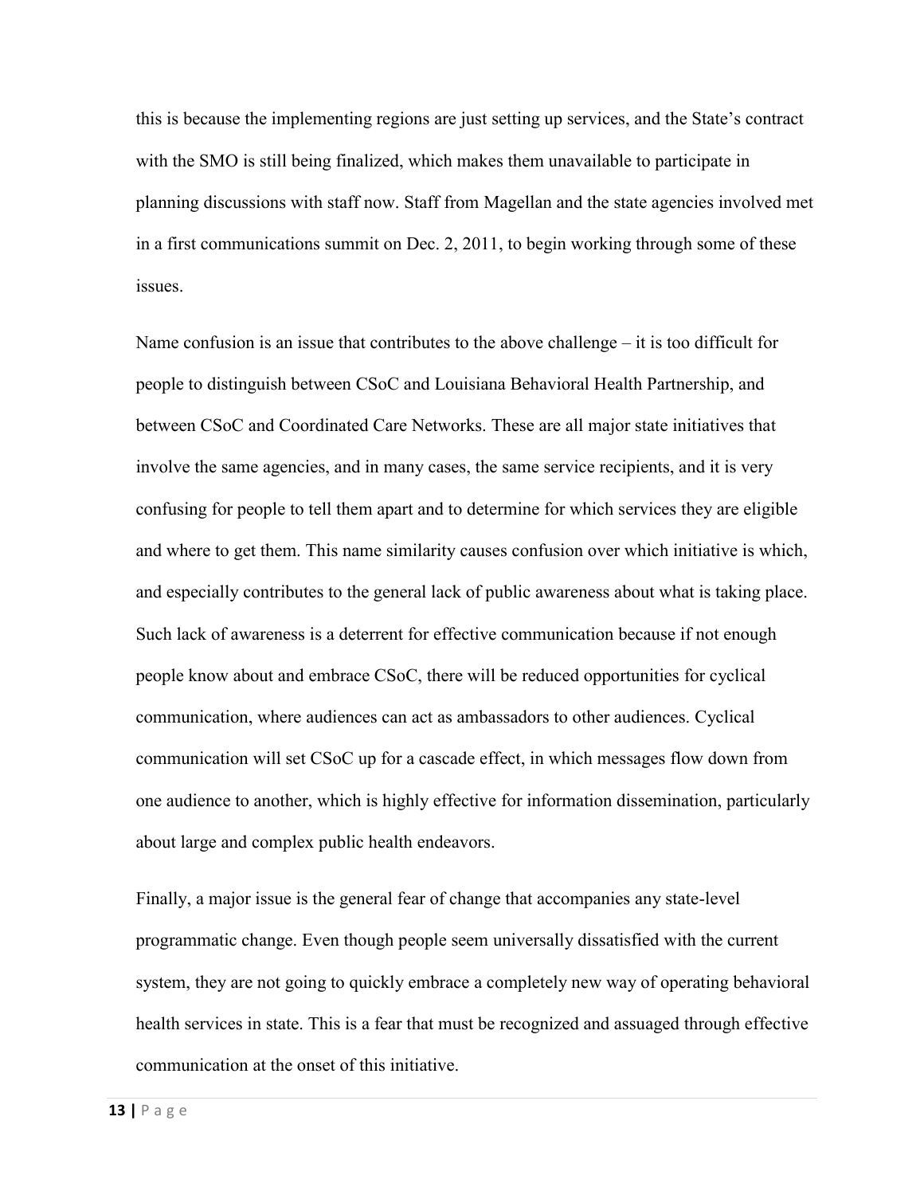this is because the implementing regions are just setting up services, and the State's contract with the SMO is still being finalized, which makes them unavailable to participate in planning discussions with staff now. Staff from Magellan and the state agencies involved met in a first communications summit on Dec. 2, 2011, to begin working through some of these issues.

Name confusion is an issue that contributes to the above challenge – it is too difficult for people to distinguish between CSoC and Louisiana Behavioral Health Partnership, and between CSoC and Coordinated Care Networks. These are all major state initiatives that involve the same agencies, and in many cases, the same service recipients, and it is very confusing for people to tell them apart and to determine for which services they are eligible and where to get them. This name similarity causes confusion over which initiative is which, and especially contributes to the general lack of public awareness about what is taking place. Such lack of awareness is a deterrent for effective communication because if not enough people know about and embrace CSoC, there will be reduced opportunities for cyclical communication, where audiences can act as ambassadors to other audiences. Cyclical communication will set CSoC up for a cascade effect, in which messages flow down from one audience to another, which is highly effective for information dissemination, particularly about large and complex public health endeavors.

Finally, a major issue is the general fear of change that accompanies any state-level programmatic change. Even though people seem universally dissatisfied with the current system, they are not going to quickly embrace a completely new way of operating behavioral health services in state. This is a fear that must be recognized and assuaged through effective communication at the onset of this initiative.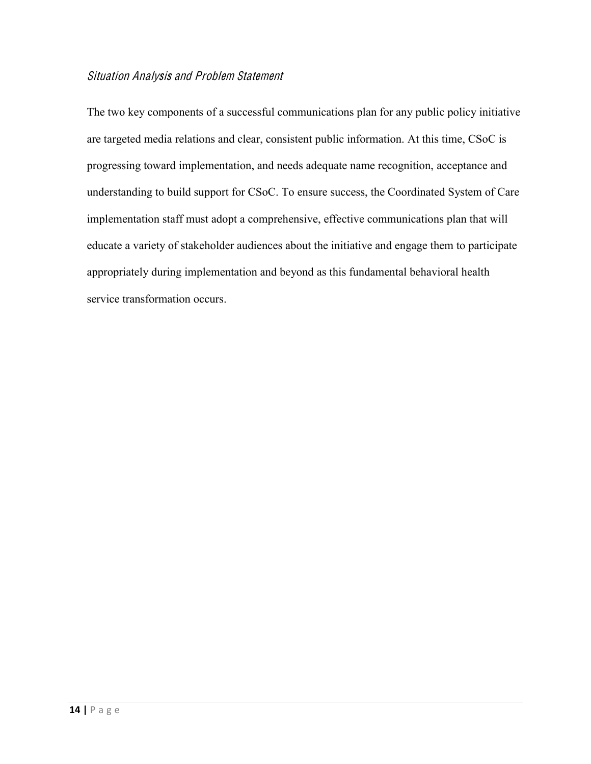### *Situation Analysis and Problem Statement*

The two key components of a successful communications plan for any public policy initiative are targeted media relations and clear, consistent public information. At this time, CSoC is progressing toward implementation, and needs adequate name recognition, acceptance and understanding to build support for CSoC. To ensure success, the Coordinated System of Care implementation staff must adopt a comprehensive, effective communications plan that will educate a variety of stakeholder audiences about the initiative and engage them to participate appropriately during implementation and beyond as this fundamental behavioral health service transformation occurs.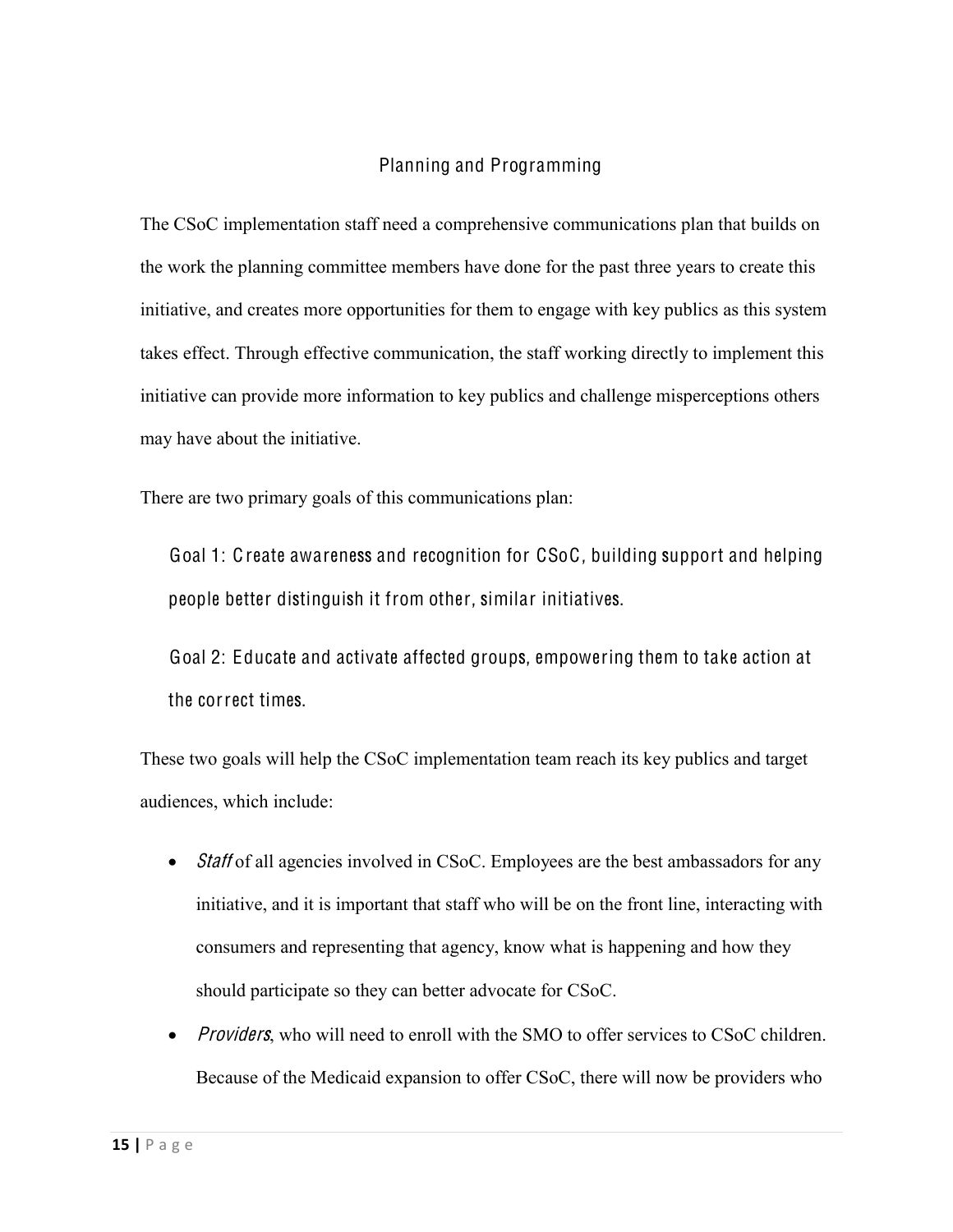## Planning and Programming

The CSoC implementation staff need a comprehensive communications plan that builds on the work the planning committee members have done for the past three years to create this initiative, and creates more opportunities for them to engage with key publics as this system takes effect. Through effective communication, the staff working directly to implement this initiative can provide more information to key publics and challenge misperceptions others may have about the initiative.

There are two primary goals of this communications plan:

> Goal 1: Create awareness and recognition for CSoC, building support and helping people better distinguish it from other, similar initiatives.

> Goal 2: Educate and activate affected groups, empowering them to take action at the correct times.

These two goals will help the CSoC implementation team reach its key publics and target audiences, which include:

- *Staff* of all agencies involved in CSoC. Employees are the best ambassadors for any initiative, and it is important that staff who will be on the front line, interacting with consumers and representing that agency, know what is happening and how they should participate so they can better advocate for CSoC.
- *Providers*, who will need to enroll with the SMO to offer services to CSoC children. Because of the Medicaid expansion to offer CSoC, there will now be providers who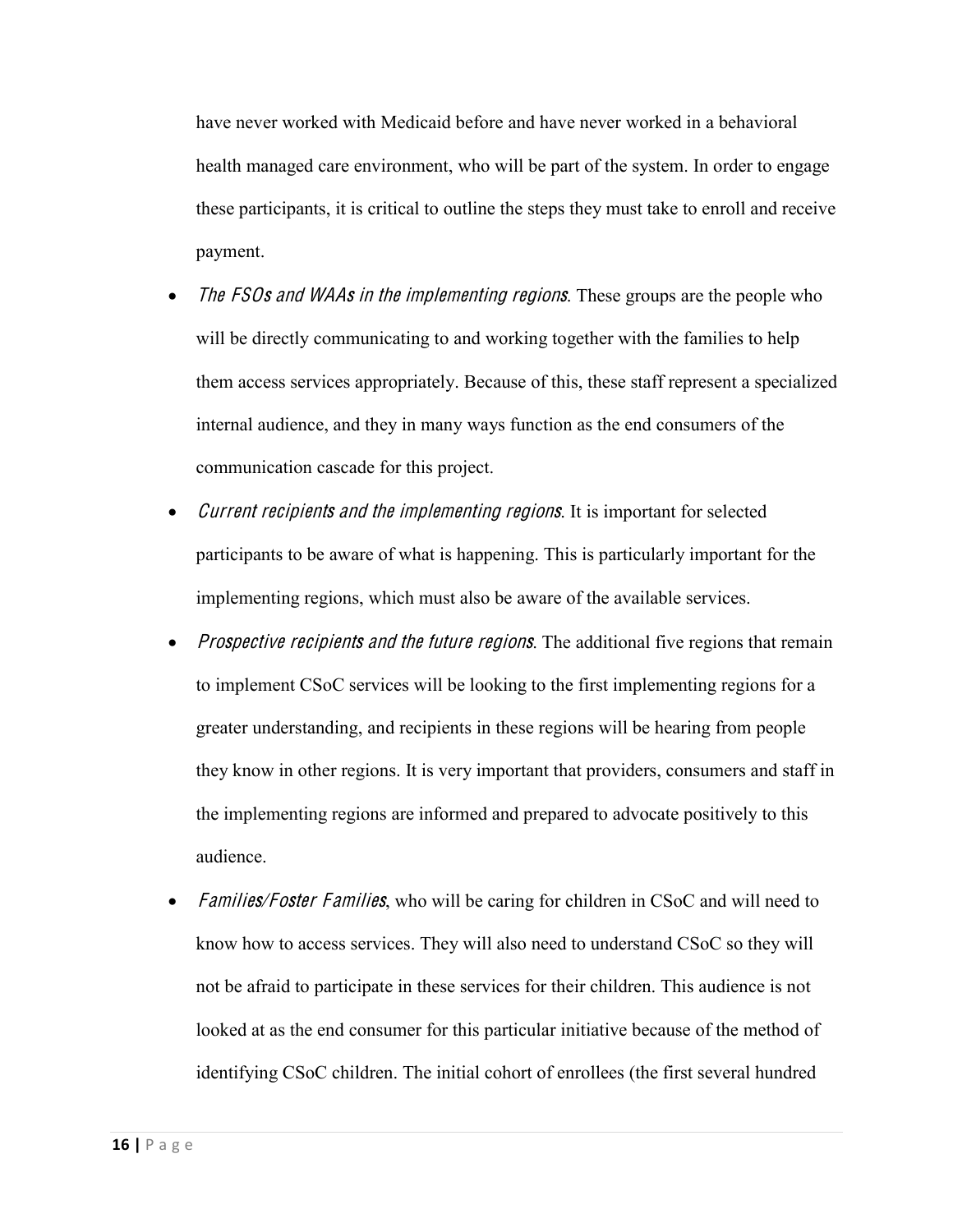have never worked with Medicaid before and have never worked in a behavioral health managed care environment, who will be part of the system. In order to engage these participants, it is critical to outline the steps they must take to enroll and receive payment.

- *The FSOs and WAAs in the implementing regions*. These groups are the people who will be directly communicating to and working together with the families to help them access services appropriately. Because of this, these staff represent a specialized internal audience, and they in many ways function as the end consumers of the communication cascade for this project.
- *Current recipients and the implementing regions*. It is important for selected participants to be aware of what is happening. This is particularly important for the implementing regions, which must also be aware of the available services.
- *Prospective recipients and the future regions*. The additional five regions that remain to implement CSoC services will be looking to the first implementing regions for a greater understanding, and recipients in these regions will be hearing from people they know in other regions. It is very important that providers, consumers and staff in the implementing regions are informed and prepared to advocate positively to this audience.
- *Families/Foster Families*, who will be caring for children in CSoC and will need to know how to access services. They will also need to understand CSoC so they will not be afraid to participate in these services for their children. This audience is not looked at as the end consumer for this particular initiative because of the method of identifying CSoC children. The initial cohort of enrollees (the first several hundred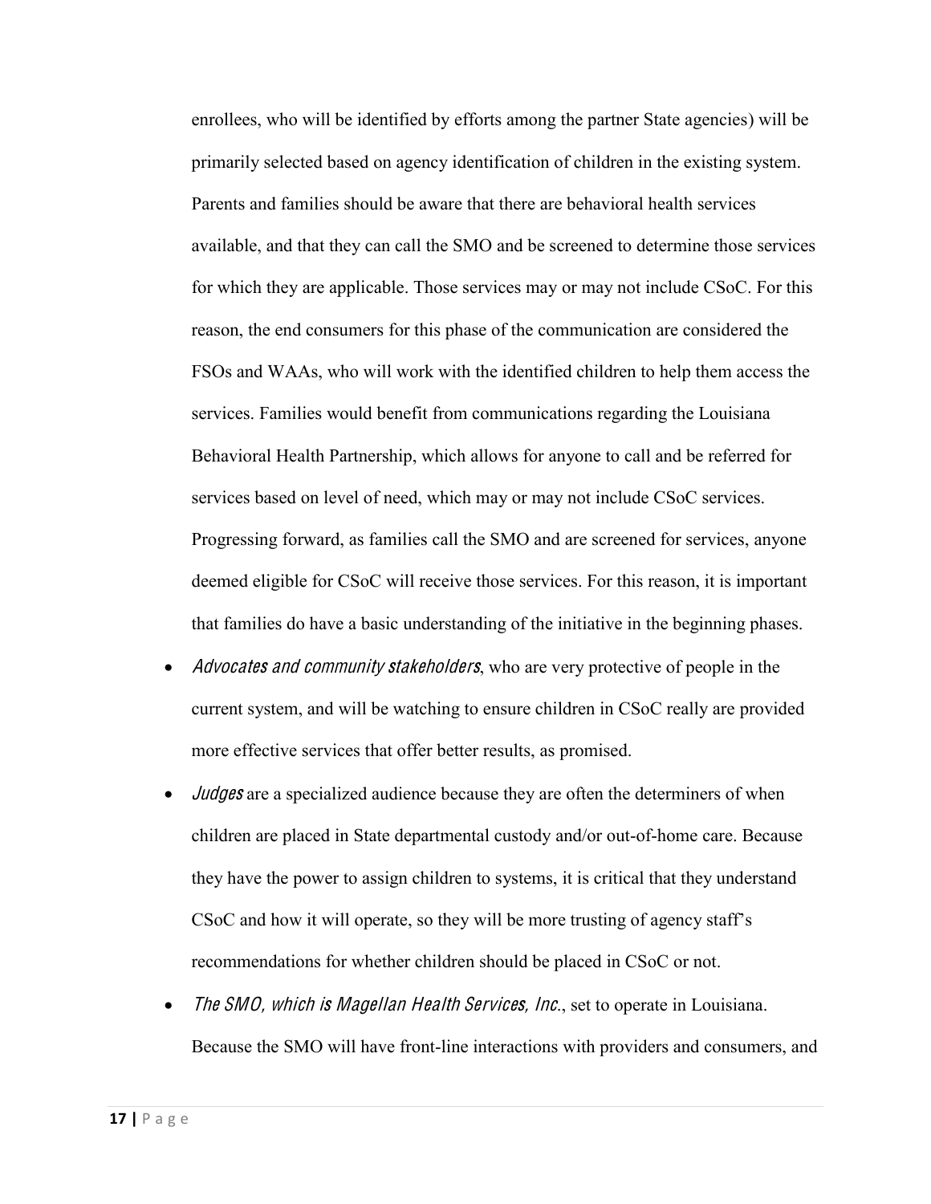enrollees, who will be identified by efforts among the partner State agencies) will be primarily selected based on agency identification of children in the existing system. Parents and families should be aware that there are behavioral health services available, and that they can call the SMO and be screened to determine those services for which they are applicable. Those services may or may not include CSoC. For this reason, the end consumers for this phase of the communication are considered the FSOs and WAAs, who will work with the identified children to help them access the services. Families would benefit from communications regarding the Louisiana Behavioral Health Partnership, which allows for anyone to call and be referred for services based on level of need, which may or may not include CSoC services. Progressing forward, as families call the SMO and are screened for services, anyone deemed eligible for CSoC will receive those services. For this reason, it is important that families do have a basic understanding of the initiative in the beginning phases.

- *Advocates and community stakeholders*, who are very protective of people in the current system, and will be watching to ensure children in CSoC really are provided more effective services that offer better results, as promised.
- *Judges* are a specialized audience because they are often the determiners of when children are placed in State departmental custody and/or out-of-home care. Because they have the power to assign children to systems, it is critical that they understand CSoC and how it will operate, so they will be more trusting of agency staff's recommendations for whether children should be placed in CSoC or not.
- *The SMO, which is Magellan Health Services, Inc.*, set to operate in Louisiana. Because the SMO will have front-line interactions with providers and consumers, and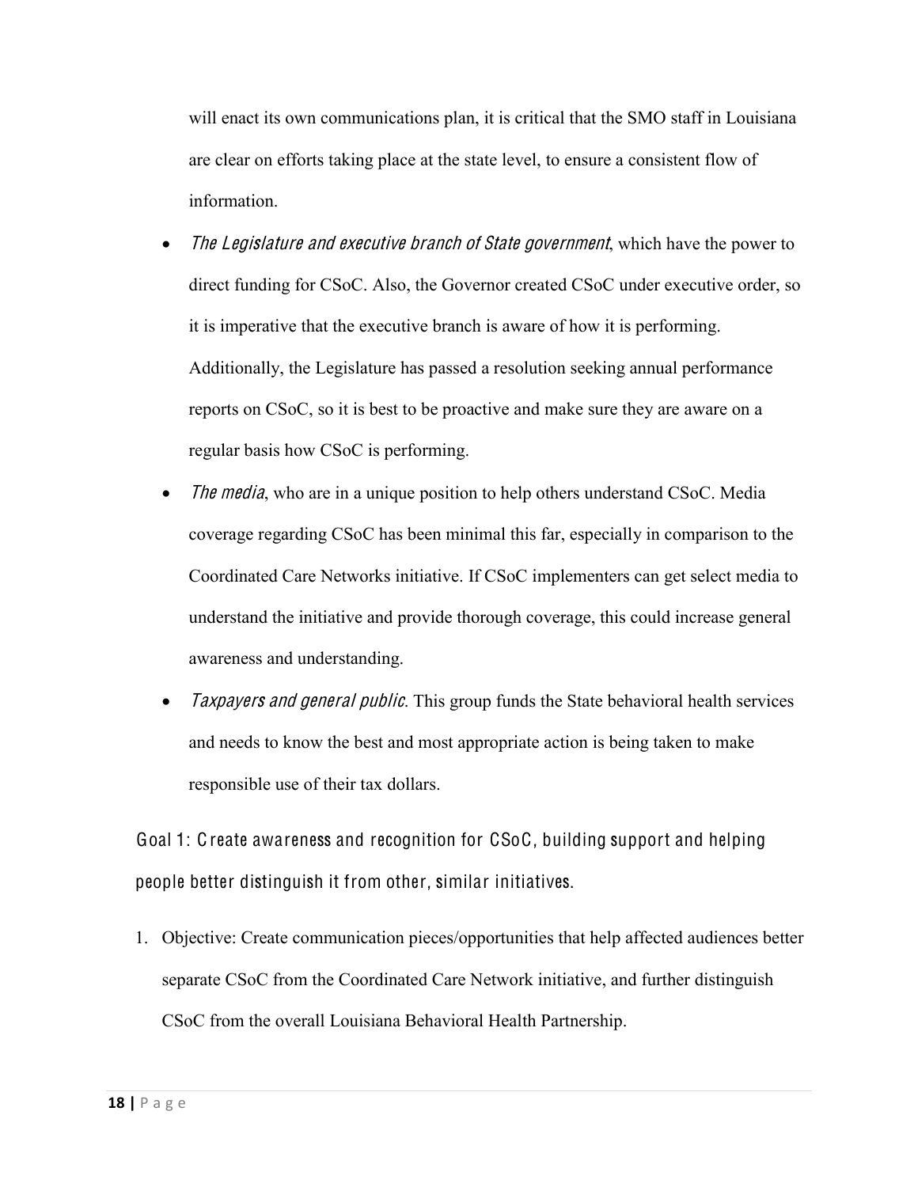will enact its own communications plan, it is critical that the SMO staff in Louisiana are clear on efforts taking place at the state level, to ensure a consistent flow of information.

- *The Legislature and executive branch of State government*, which have the power to direct funding for CSoC. Also, the Governor created CSoC under executive order, so it is imperative that the executive branch is aware of how it is performing. Additionally, the Legislature has passed a resolution seeking annual performance reports on CSoC, so it is best to be proactive and make sure they are aware on a regular basis how CSoC is performing.
- *The media*, who are in a unique position to help others understand CSoC. Media coverage regarding CSoC has been minimal this far, especially in comparison to the Coordinated Care Networks initiative. If CSoC implementers can get select media to understand the initiative and provide thorough coverage, this could increase general awareness and understanding.
- *Taxpayers and general public*. This group funds the State behavioral health services and needs to know the best and most appropriate action is being taken to make responsible use of their tax dollars.

## Goal 1: Create awareness and recognition for CSoC, building support and helping people better distinguish it from other, similar initiatives.

1. Objective: Create communication pieces/opportunities that help affected audiences better separate CSoC from the Coordinated Care Network initiative, and further distinguish CSoC from the overall Louisiana Behavioral Health Partnership.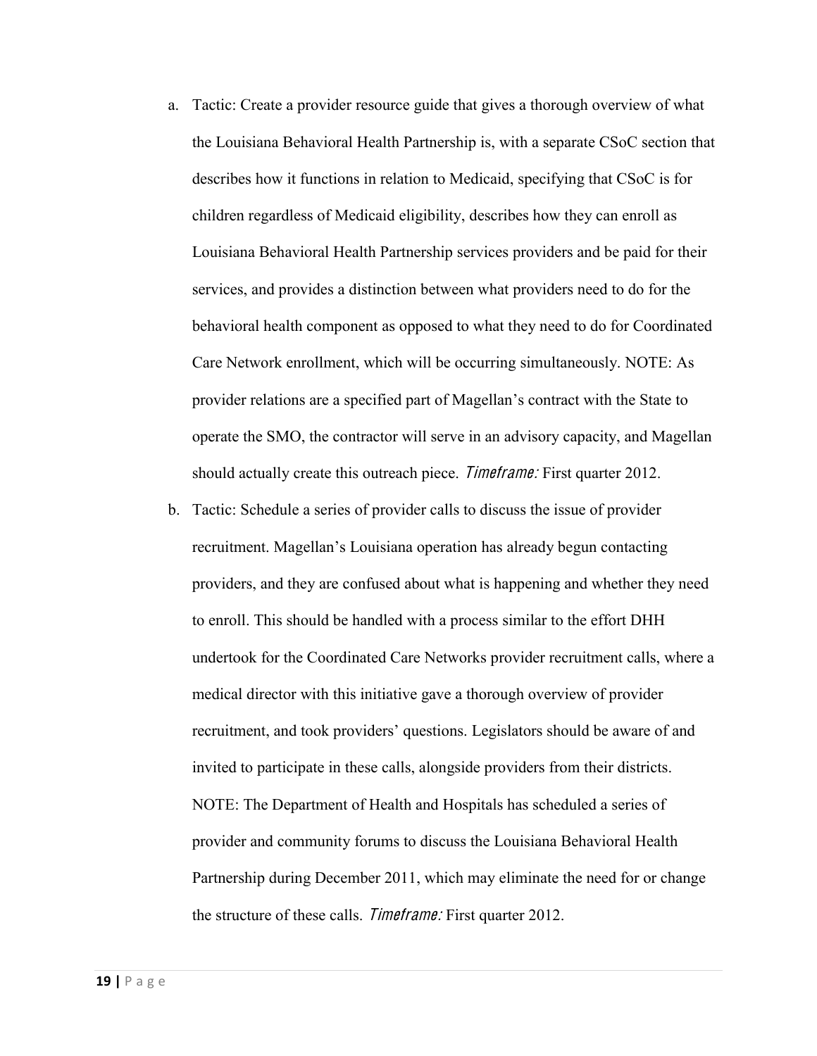a. Tactic: Create a provider resource guide that gives a thorough overview of what the Louisiana Behavioral Health Partnership is, with a separate CSoC section that describes how it functions in relation to Medicaid, specifying that CSoC is for children regardless of Medicaid eligibility, describes how they can enroll as Louisiana Behavioral Health Partnership services providers and be paid for their services, and provides a distinction between what providers need to do for the behavioral health component as opposed to what they need to do for Coordinated Care Network enrollment, which will be occurring simultaneously. NOTE: As provider relations are a specified part of Magellan's contract with the State to operate the SMO, the contractor will serve in an advisory capacity, and Magellan should actually create this outreach piece. *Timeframe:* First quarter 2012.

b. Tactic: Schedule a series of provider calls to discuss the issue of provider recruitment. Magellan's Louisiana operation has already begun contacting providers, and they are confused about what is happening and whether they need to enroll. This should be handled with a process similar to the effort DHH undertook for the Coordinated Care Networks provider recruitment calls, where a medical director with this initiative gave a thorough overview of provider recruitment, and took providers' questions. Legislators should be aware of and invited to participate in these calls, alongside providers from their districts. NOTE: The Department of Health and Hospitals has scheduled a series of provider and community forums to discuss the Louisiana Behavioral Health Partnership during December 2011, which may eliminate the need for or change the structure of these calls. *Timeframe:* First quarter 2012.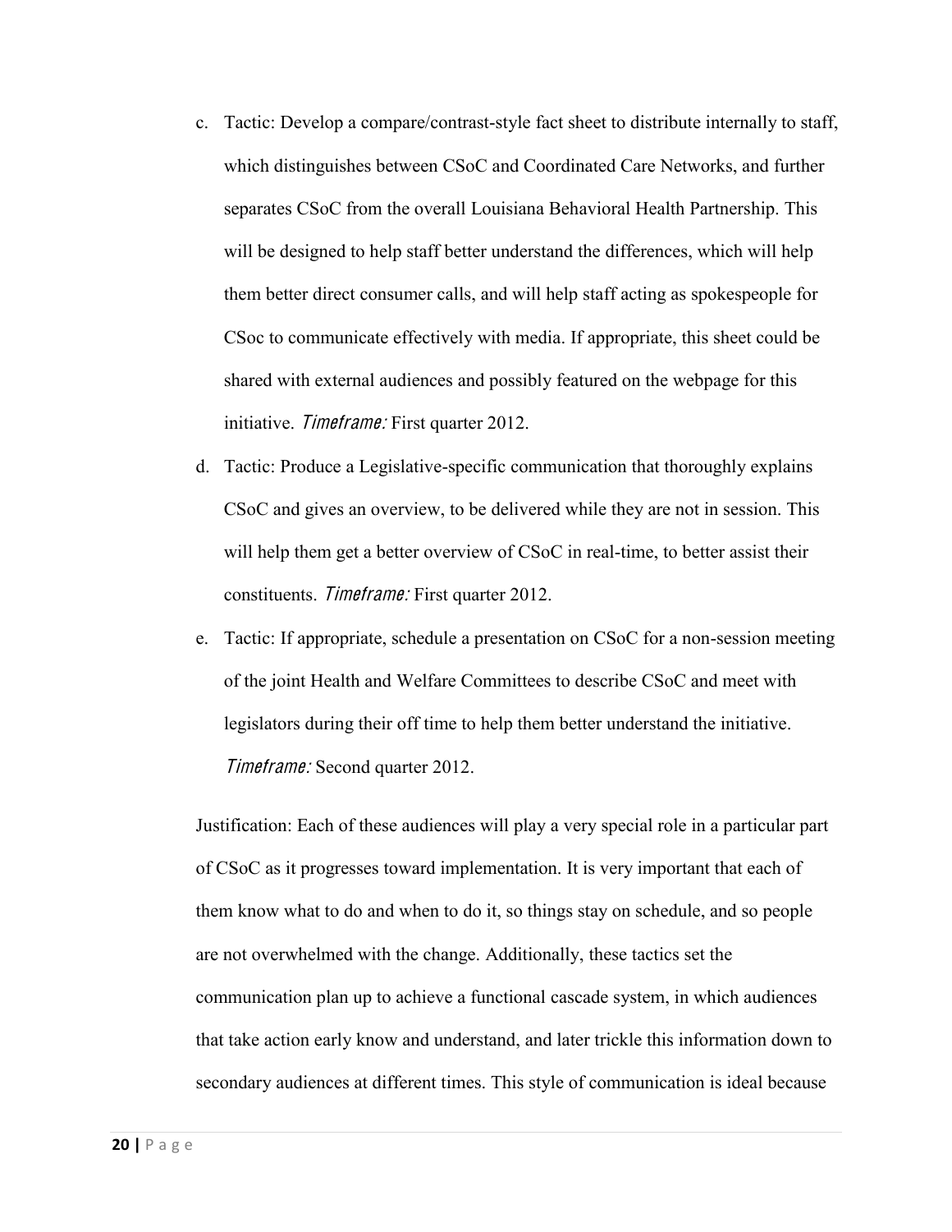c. Tactic: Develop a compare/contrast-style fact sheet to distribute internally to staff, which distinguishes between CSoC and Coordinated Care Networks, and further separates CSoC from the overall Louisiana Behavioral Health Partnership. This will be designed to help staff better understand the differences, which will help them better direct consumer calls, and will help staff acting as spokespeople for CSoc to communicate effectively with media. If appropriate, this sheet could be shared with external audiences and possibly featured on the webpage for this initiative. *Timeframe:* First quarter 2012.

d. Tactic: Produce a Legislative-specific communication that thoroughly explains CSoC and gives an overview, to be delivered while they are not in session. This will help them get a better overview of CSoC in real-time, to better assist their constituents. *Timeframe:* First quarter 2012.

e. Tactic: If appropriate, schedule a presentation on CSoC for a non-session meeting of the joint Health and Welfare Committees to describe CSoC and meet with legislators during their off time to help them better understand the initiative. *Timeframe:* Second quarter 2012.

Justification: Each of these audiences will play a very special role in a particular part of CSoC as it progresses toward implementation. It is very important that each of them know what to do and when to do it, so things stay on schedule, and so people are not overwhelmed with the change. Additionally, these tactics set the communication plan up to achieve a functional cascade system, in which audiences that take action early know and understand, and later trickle this information down to secondary audiences at different times. This style of communication is ideal because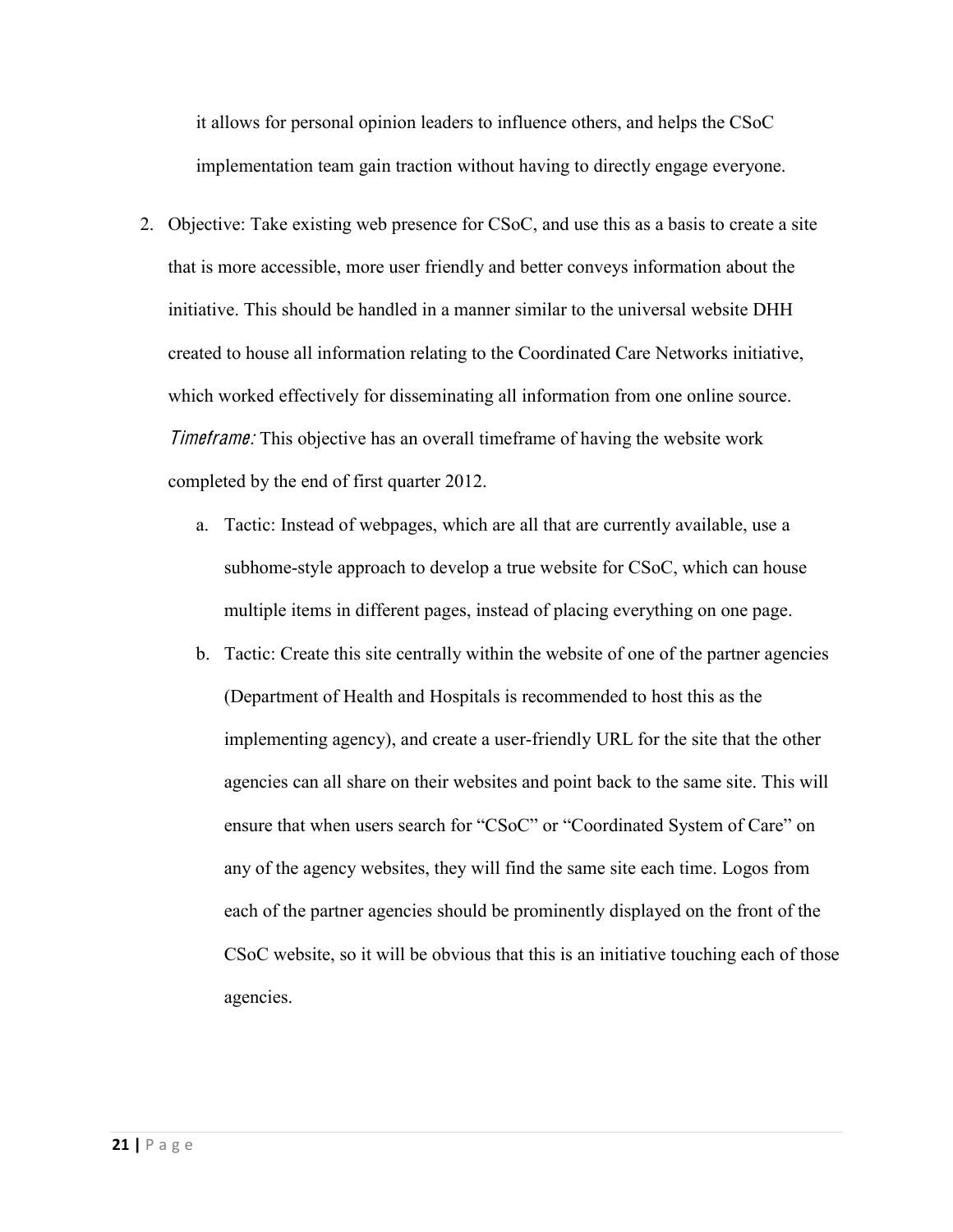it allows for personal opinion leaders to influence others, and helps the CSoC implementation team gain traction without having to directly engage everyone.

2. Objective: Take existing web presence for CSoC, and use this as a basis to create a site that is more accessible, more user friendly and better conveys information about the initiative. This should be handled in a manner similar to the universal website DHH created to house all information relating to the Coordinated Care Networks initiative, which worked effectively for disseminating all information from one online source. *Timeframe:* This objective has an overall timeframe of having the website work completed by the end of first quarter 2012.

    a. Tactic: Instead of webpages, which are all that are currently available, use a subhome-style approach to develop a true website for CSoC, which can house multiple items in different pages, instead of placing everything on one page.

    b. Tactic: Create this site centrally within the website of one of the partner agencies (Department of Health and Hospitals is recommended to host this as the implementing agency), and create a user-friendly URL for the site that the other agencies can all share on their websites and point back to the same site. This will ensure that when users search for "CSoC" or "Coordinated System of Care" on any of the agency websites, they will find the same site each time. Logos from each of the partner agencies should be prominently displayed on the front of the CSoC website, so it will be obvious that this is an initiative touching each of those agencies.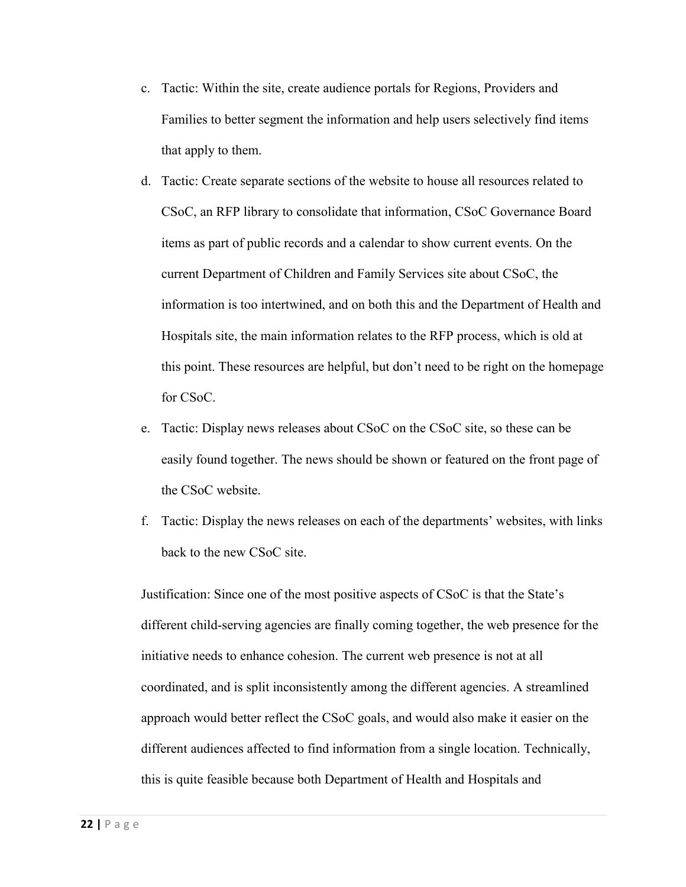c. Tactic: Within the site, create audience portals for Regions, Providers and Families to better segment the information and help users selectively find items that apply to them.

d. Tactic: Create separate sections of the website to house all resources related to CSoC, an RFP library to consolidate that information, CSoC Governance Board items as part of public records and a calendar to show current events. On the current Department of Children and Family Services site about CSoC, the information is too intertwined, and on both this and the Department of Health and Hospitals site, the main information relates to the RFP process, which is old at this point. These resources are helpful, but don't need to be right on the homepage for CSoC.

e. Tactic: Display news releases about CSoC on the CSoC site, so these can be easily found together. The news should be shown or featured on the front page of the CSoC website.

f. Tactic: Display the news releases on each of the departments' websites, with links back to the new CSoC site.

Justification: Since one of the most positive aspects of CSoC is that the State's different child-serving agencies are finally coming together, the web presence for the initiative needs to enhance cohesion. The current web presence is not at all coordinated, and is split inconsistently among the different agencies. A streamlined approach would better reflect the CSoC goals, and would also make it easier on the different audiences affected to find information from a single location. Technically, this is quite feasible because both Department of Health and Hospitals and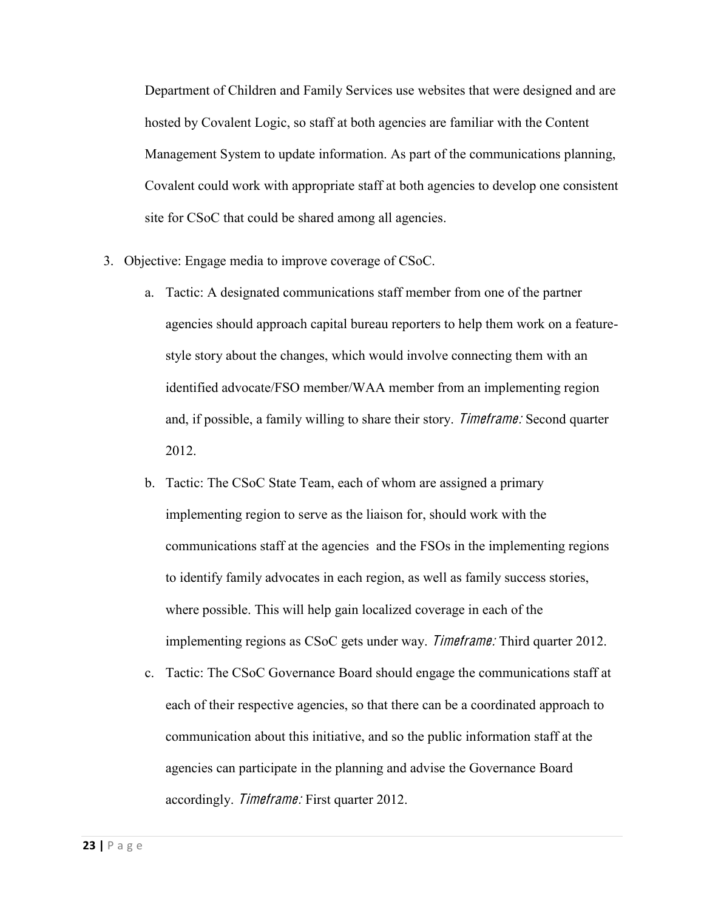Department of Children and Family Services use websites that were designed and are hosted by Covalent Logic, so staff at both agencies are familiar with the Content Management System to update information. As part of the communications planning, Covalent could work with appropriate staff at both agencies to develop one consistent site for CSoC that could be shared among all agencies.

3. Objective: Engage media to improve coverage of CSoC.
    a. Tactic: A designated communications staff member from one of the partner agencies should approach capital bureau reporters to help them work on a feature-style story about the changes, which would involve connecting them with an identified advocate/FSO member/WAA member from an implementing region and, if possible, a family willing to share their story. *Timeframe:* Second quarter 2012.
    b. Tactic: The CSoC State Team, each of whom are assigned a primary implementing region to serve as the liaison for, should work with the communications staff at the agencies and the FSOs in the implementing regions to identify family advocates in each region, as well as family success stories, where possible. This will help gain localized coverage in each of the implementing regions as CSoC gets under way. *Timeframe:* Third quarter 2012.
    c. Tactic: The CSoC Governance Board should engage the communications staff at each of their respective agencies, so that there can be a coordinated approach to communication about this initiative, and so the public information staff at the agencies can participate in the planning and advise the Governance Board accordingly. *Timeframe:* First quarter 2012.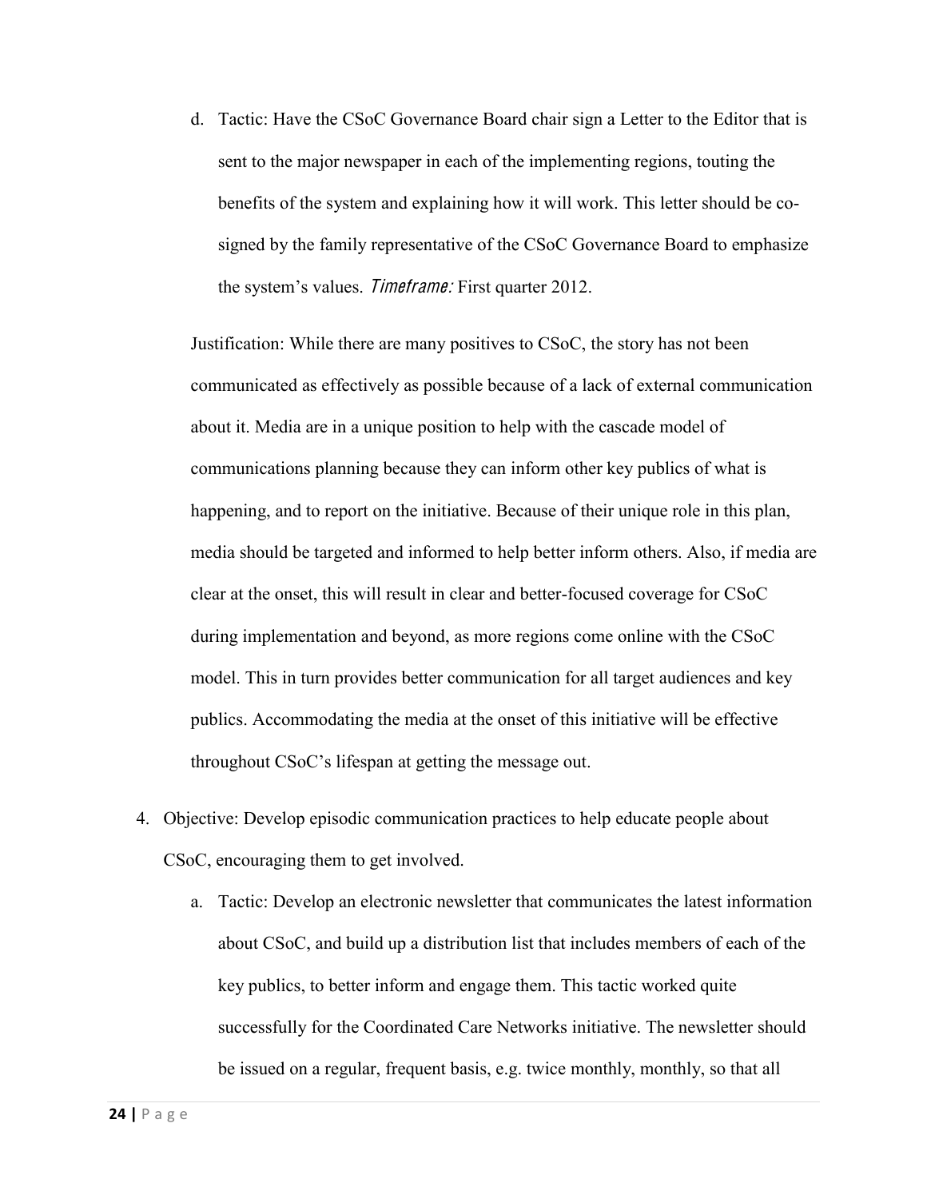d. Tactic: Have the CSoC Governance Board chair sign a Letter to the Editor that is sent to the major newspaper in each of the implementing regions, touting the benefits of the system and explaining how it will work. This letter should be co-signed by the family representative of the CSoC Governance Board to emphasize the system's values. *Timeframe:* First quarter 2012.

Justification: While there are many positives to CSoC, the story has not been communicated as effectively as possible because of a lack of external communication about it. Media are in a unique position to help with the cascade model of communications planning because they can inform other key publics of what is happening, and to report on the initiative. Because of their unique role in this plan, media should be targeted and informed to help better inform others. Also, if media are clear at the onset, this will result in clear and better-focused coverage for CSoC during implementation and beyond, as more regions come online with the CSoC model. This in turn provides better communication for all target audiences and key publics. Accommodating the media at the onset of this initiative will be effective throughout CSoC's lifespan at getting the message out.

4. Objective: Develop episodic communication practices to help educate people about CSoC, encouraging them to get involved.

   a. Tactic: Develop an electronic newsletter that communicates the latest information about CSoC, and build up a distribution list that includes members of each of the key publics, to better inform and engage them. This tactic worked quite successfully for the Coordinated Care Networks initiative. The newsletter should be issued on a regular, frequent basis, e.g. twice monthly, monthly, so that all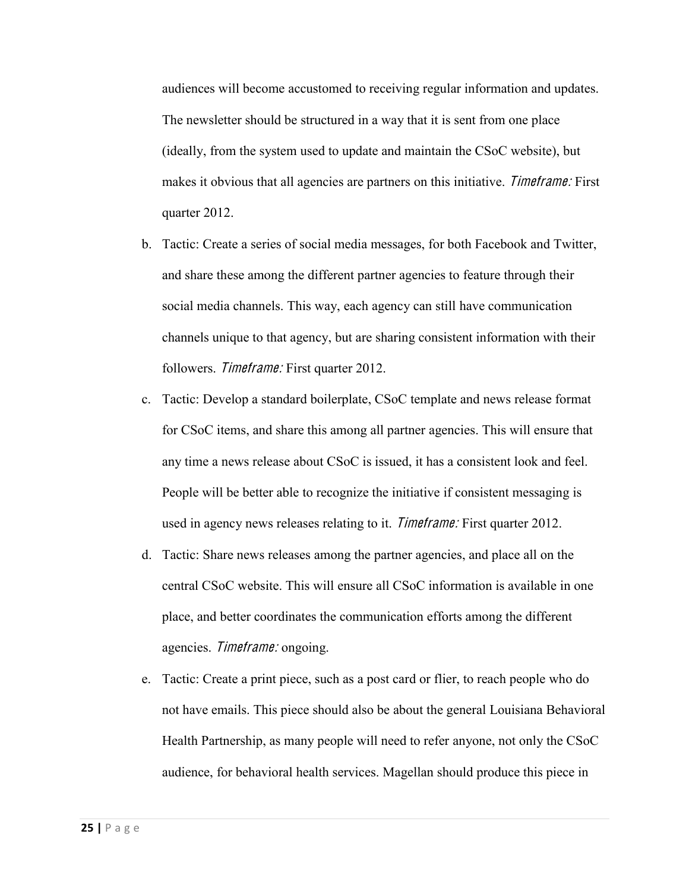audiences will become accustomed to receiving regular information and updates. The newsletter should be structured in a way that it is sent from one place (ideally, from the system used to update and maintain the CSoC website), but makes it obvious that all agencies are partners on this initiative. *Timeframe:* First quarter 2012.

b. Tactic: Create a series of social media messages, for both Facebook and Twitter, and share these among the different partner agencies to feature through their social media channels. This way, each agency can still have communication channels unique to that agency, but are sharing consistent information with their followers. *Timeframe:* First quarter 2012.

c. Tactic: Develop a standard boilerplate, CSoC template and news release format for CSoC items, and share this among all partner agencies. This will ensure that any time a news release about CSoC is issued, it has a consistent look and feel. People will be better able to recognize the initiative if consistent messaging is used in agency news releases relating to it. *Timeframe:* First quarter 2012.

d. Tactic: Share news releases among the partner agencies, and place all on the central CSoC website. This will ensure all CSoC information is available in one place, and better coordinates the communication efforts among the different agencies. *Timeframe:* ongoing.

e. Tactic: Create a print piece, such as a post card or flier, to reach people who do not have emails. This piece should also be about the general Louisiana Behavioral Health Partnership, as many people will need to refer anyone, not only the CSoC audience, for behavioral health services. Magellan should produce this piece in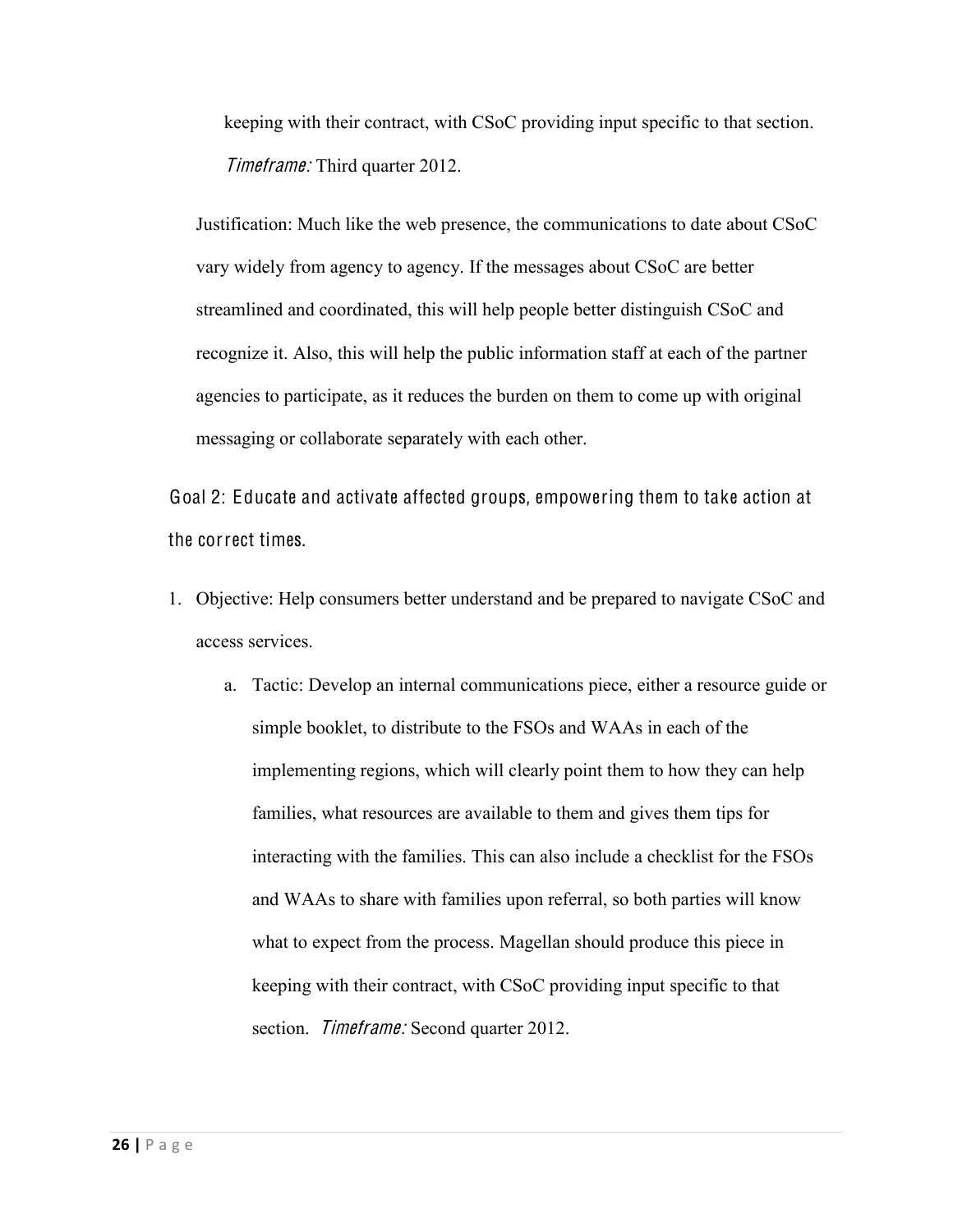keeping with their contract, with CSoC providing input specific to that section. *Timeframe:* Third quarter 2012.

Justification: Much like the web presence, the communications to date about CSoC vary widely from agency to agency. If the messages about CSoC are better streamlined and coordinated, this will help people better distinguish CSoC and recognize it. Also, this will help the public information staff at each of the partner agencies to participate, as it reduces the burden on them to come up with original messaging or collaborate separately with each other.

### Goal 2: Educate and activate affected groups, empowering them to take action at the correct times.

1. Objective: Help consumers better understand and be prepared to navigate CSoC and access services.
   a. Tactic: Develop an internal communications piece, either a resource guide or simple booklet, to distribute to the FSOs and WAAs in each of the implementing regions, which will clearly point them to how they can help families, what resources are available to them and gives them tips for interacting with the families. This can also include a checklist for the FSOs and WAAs to share with families upon referral, so both parties will know what to expect from the process. Magellan should produce this piece in keeping with their contract, with CSoC providing input specific to that section. *Timeframe:* Second quarter 2012.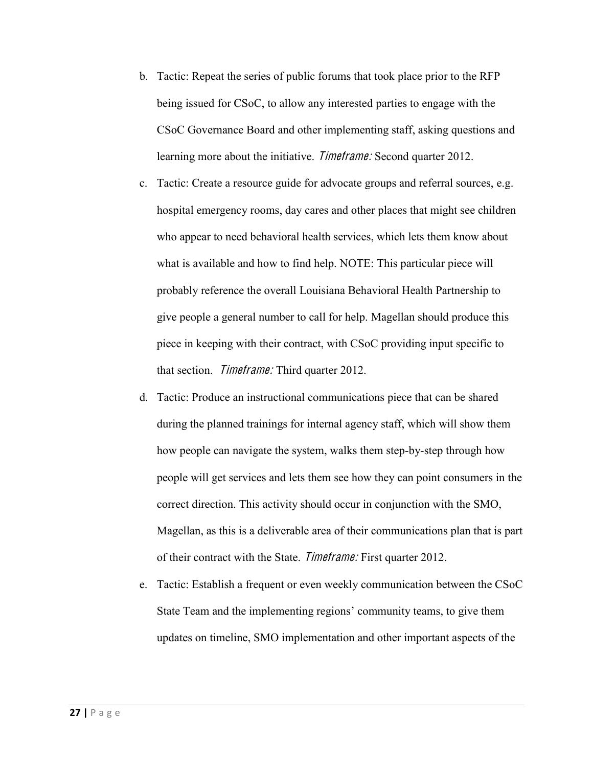b. Tactic: Repeat the series of public forums that took place prior to the RFP being issued for CSoC, to allow any interested parties to engage with the CSoC Governance Board and other implementing staff, asking questions and learning more about the initiative. *Timeframe:* Second quarter 2012.

c. Tactic: Create a resource guide for advocate groups and referral sources, e.g. hospital emergency rooms, day cares and other places that might see children who appear to need behavioral health services, which lets them know about what is available and how to find help. NOTE: This particular piece will probably reference the overall Louisiana Behavioral Health Partnership to give people a general number to call for help. Magellan should produce this piece in keeping with their contract, with CSoC providing input specific to that section. *Timeframe:* Third quarter 2012.

d. Tactic: Produce an instructional communications piece that can be shared during the planned trainings for internal agency staff, which will show them how people can navigate the system, walks them step-by-step through how people will get services and lets them see how they can point consumers in the correct direction. This activity should occur in conjunction with the SMO, Magellan, as this is a deliverable area of their communications plan that is part of their contract with the State. *Timeframe:* First quarter 2012.

e. Tactic: Establish a frequent or even weekly communication between the CSoC State Team and the implementing regions' community teams, to give them updates on timeline, SMO implementation and other important aspects of the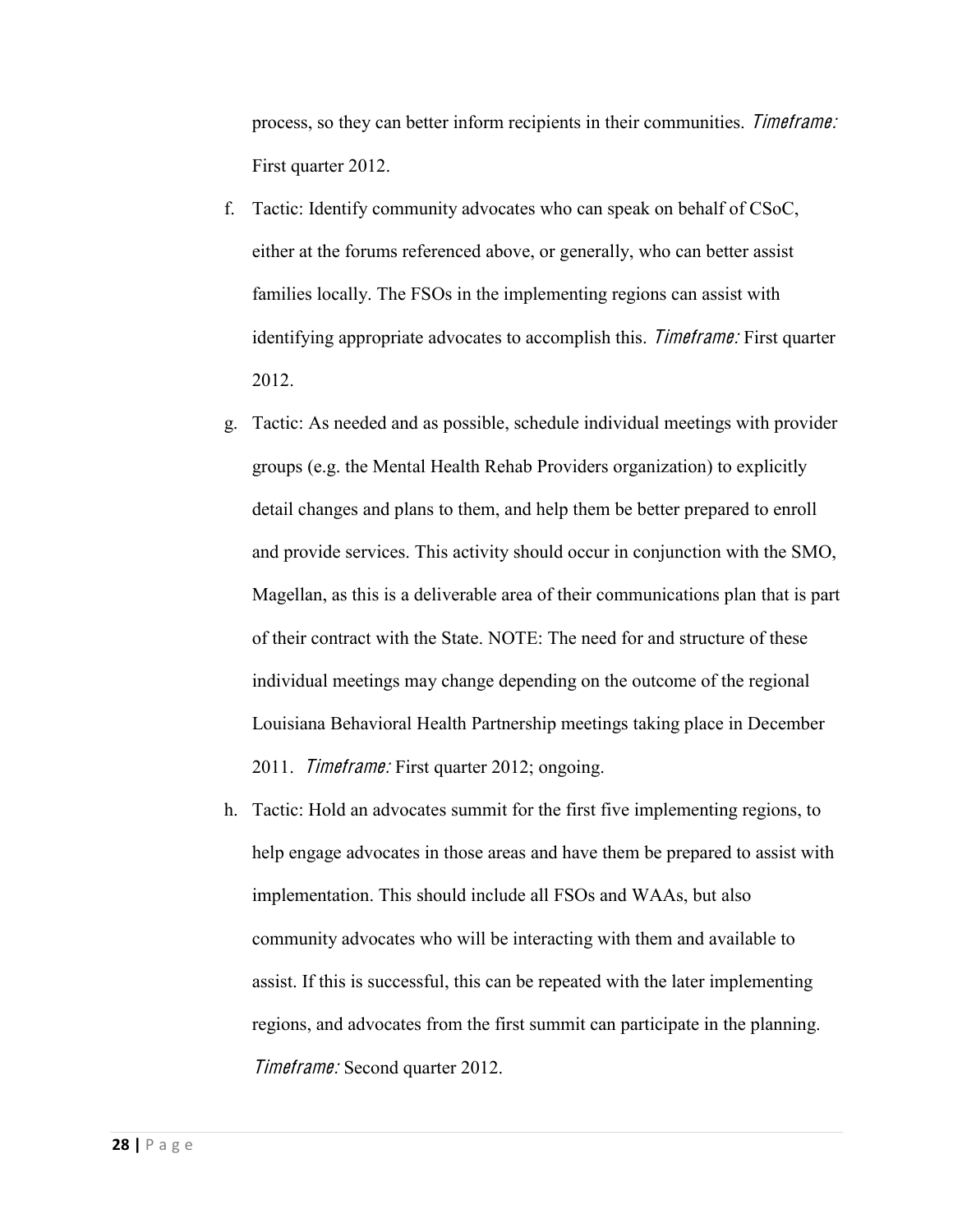process, so they can better inform recipients in their communities. *Timeframe:* First quarter 2012.

f. Tactic: Identify community advocates who can speak on behalf of CSoC, either at the forums referenced above, or generally, who can better assist families locally. The FSOs in the implementing regions can assist with identifying appropriate advocates to accomplish this. *Timeframe:* First quarter 2012.

g. Tactic: As needed and as possible, schedule individual meetings with provider groups (e.g. the Mental Health Rehab Providers organization) to explicitly detail changes and plans to them, and help them be better prepared to enroll and provide services. This activity should occur in conjunction with the SMO, Magellan, as this is a deliverable area of their communications plan that is part of their contract with the State. NOTE: The need for and structure of these individual meetings may change depending on the outcome of the regional Louisiana Behavioral Health Partnership meetings taking place in December 2011. *Timeframe:* First quarter 2012; ongoing.

h. Tactic: Hold an advocates summit for the first five implementing regions, to help engage advocates in those areas and have them be prepared to assist with implementation. This should include all FSOs and WAAs, but also community advocates who will be interacting with them and available to assist. If this is successful, this can be repeated with the later implementing regions, and advocates from the first summit can participate in the planning. *Timeframe:* Second quarter 2012.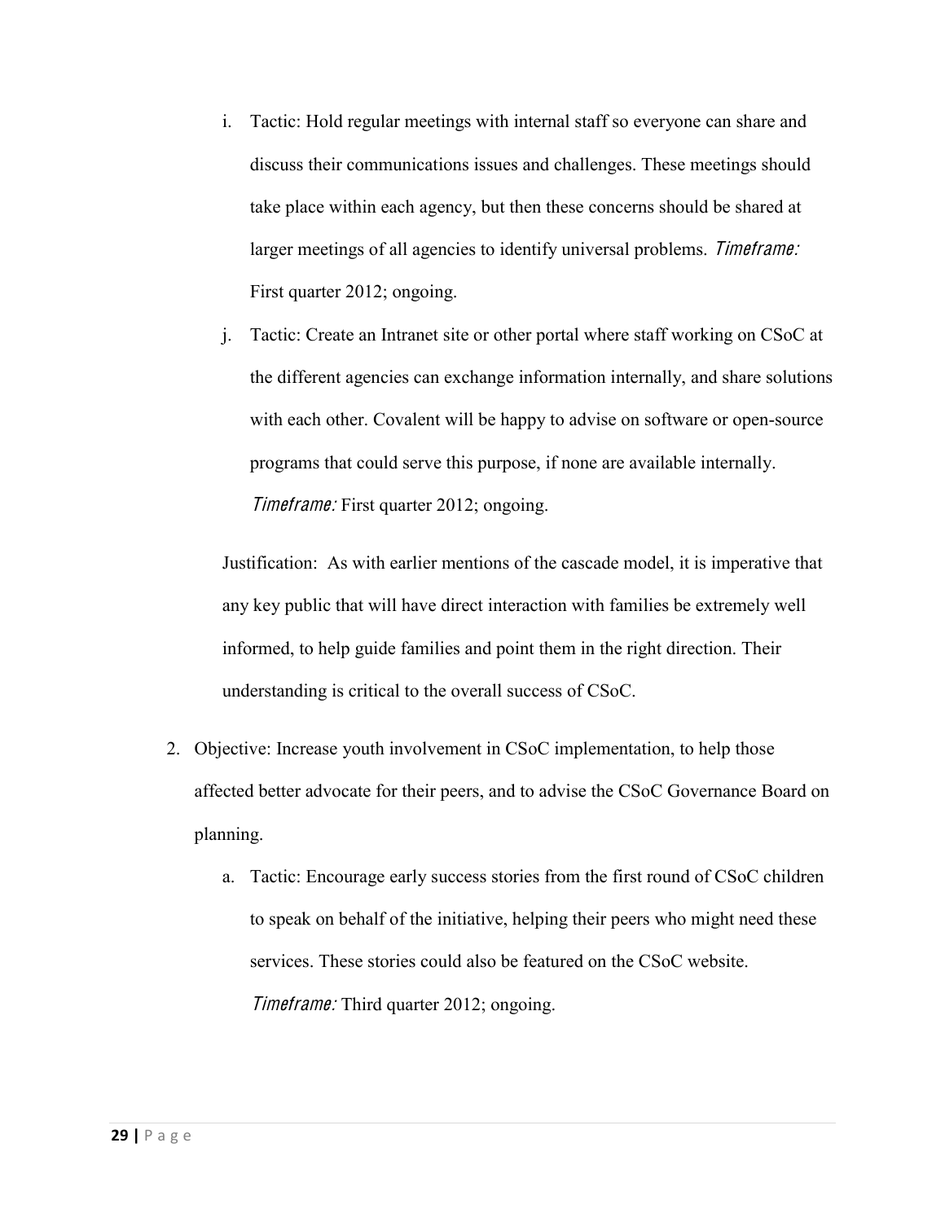i. Tactic: Hold regular meetings with internal staff so everyone can share and discuss their communications issues and challenges. These meetings should take place within each agency, but then these concerns should be shared at larger meetings of all agencies to identify universal problems. *Timeframe:* First quarter 2012; ongoing.

j. Tactic: Create an Intranet site or other portal where staff working on CSoC at the different agencies can exchange information internally, and share solutions with each other. Covalent will be happy to advise on software or open-source programs that could serve this purpose, if none are available internally. *Timeframe:* First quarter 2012; ongoing.

Justification: As with earlier mentions of the cascade model, it is imperative that any key public that will have direct interaction with families be extremely well informed, to help guide families and point them in the right direction. Their understanding is critical to the overall success of CSoC.

2. Objective: Increase youth involvement in CSoC implementation, to help those affected better advocate for their peers, and to advise the CSoC Governance Board on planning.

   a. Tactic: Encourage early success stories from the first round of CSoC children to speak on behalf of the initiative, helping their peers who might need these services. These stories could also be featured on the CSoC website. *Timeframe:* Third quarter 2012; ongoing.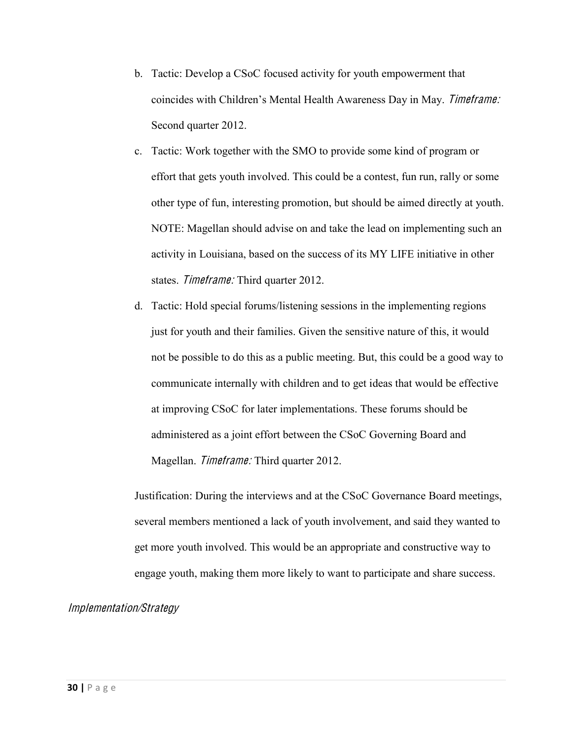b. Tactic: Develop a CSoC focused activity for youth empowerment that coincides with Children's Mental Health Awareness Day in May. *Timeframe:* Second quarter 2012.

c. Tactic: Work together with the SMO to provide some kind of program or effort that gets youth involved. This could be a contest, fun run, rally or some other type of fun, interesting promotion, but should be aimed directly at youth. NOTE: Magellan should advise on and take the lead on implementing such an activity in Louisiana, based on the success of its MY LIFE initiative in other states. *Timeframe:* Third quarter 2012.

d. Tactic: Hold special forums/listening sessions in the implementing regions just for youth and their families. Given the sensitive nature of this, it would not be possible to do this as a public meeting. But, this could be a good way to communicate internally with children and to get ideas that would be effective at improving CSoC for later implementations. These forums should be administered as a joint effort between the CSoC Governing Board and Magellan. *Timeframe:* Third quarter 2012.

Justification: During the interviews and at the CSoC Governance Board meetings, several members mentioned a lack of youth involvement, and said they wanted to get more youth involved. This would be an appropriate and constructive way to engage youth, making them more likely to want to participate and share success.

### *Implementation/Strategy*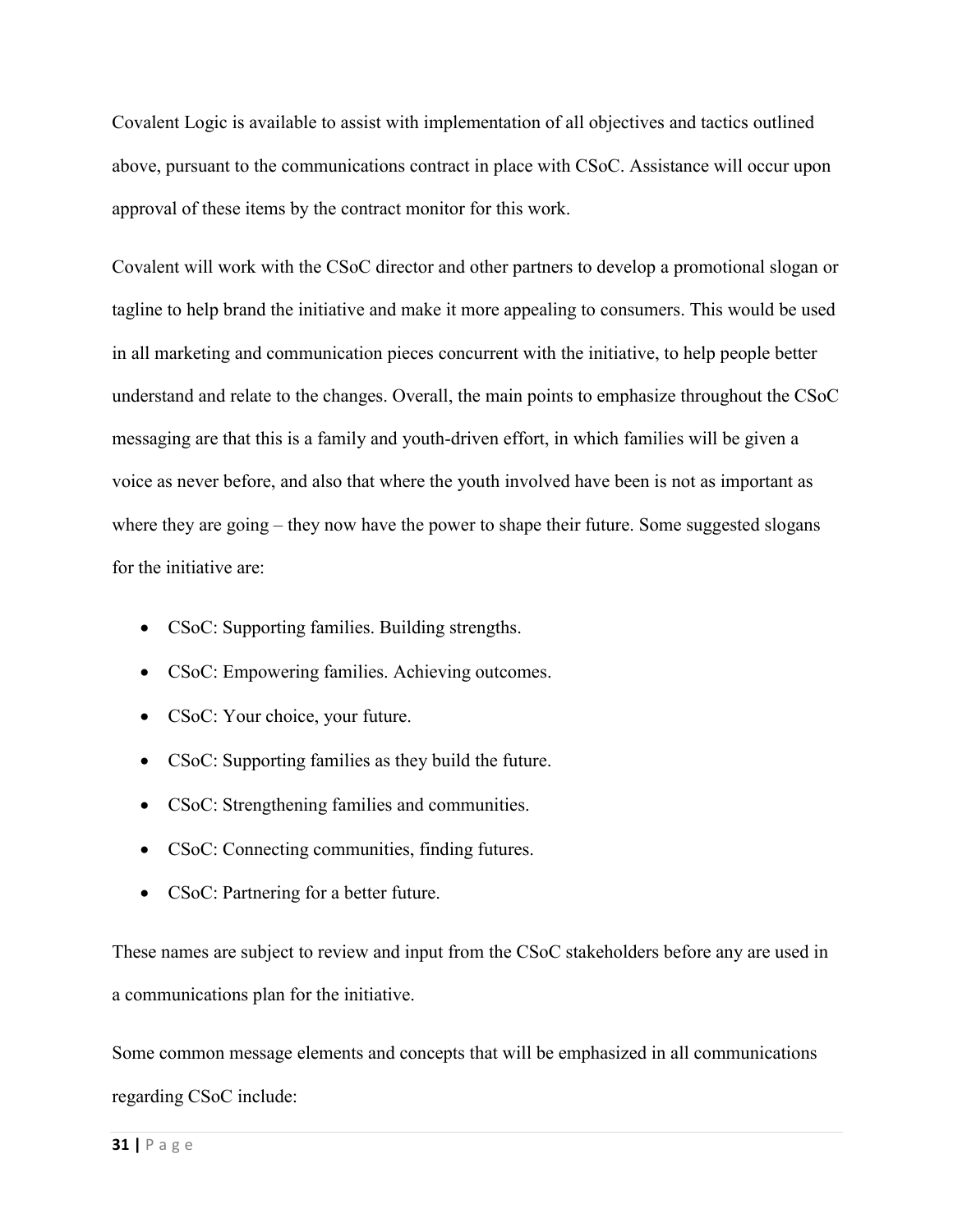Covalent Logic is available to assist with implementation of all objectives and tactics outlined above, pursuant to the communications contract in place with CSoC. Assistance will occur upon approval of these items by the contract monitor for this work.

Covalent will work with the CSoC director and other partners to develop a promotional slogan or tagline to help brand the initiative and make it more appealing to consumers. This would be used in all marketing and communication pieces concurrent with the initiative, to help people better understand and relate to the changes. Overall, the main points to emphasize throughout the CSoC messaging are that this is a family and youth-driven effort, in which families will be given a voice as never before, and also that where the youth involved have been is not as important as where they are going – they now have the power to shape their future. Some suggested slogans for the initiative are:

- CSoC: Supporting families. Building strengths.
- CSoC: Empowering families. Achieving outcomes.
- CSoC: Your choice, your future.
- CSoC: Supporting families as they build the future.
- CSoC: Strengthening families and communities.
- CSoC: Connecting communities, finding futures.
- CSoC: Partnering for a better future.

These names are subject to review and input from the CSoC stakeholders before any are used in a communications plan for the initiative.

Some common message elements and concepts that will be emphasized in all communications regarding CSoC include: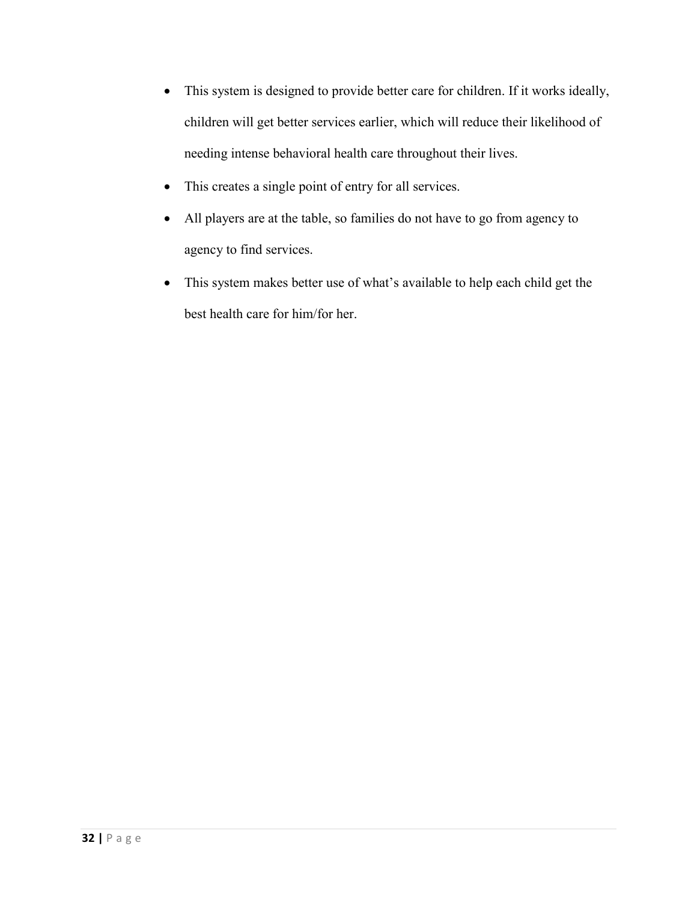- This system is designed to provide better care for children. If it works ideally, children will get better services earlier, which will reduce their likelihood of needing intense behavioral health care throughout their lives.
- This creates a single point of entry for all services.
- All players are at the table, so families do not have to go from agency to agency to find services.
- This system makes better use of what's available to help each child get the best health care for him/for her.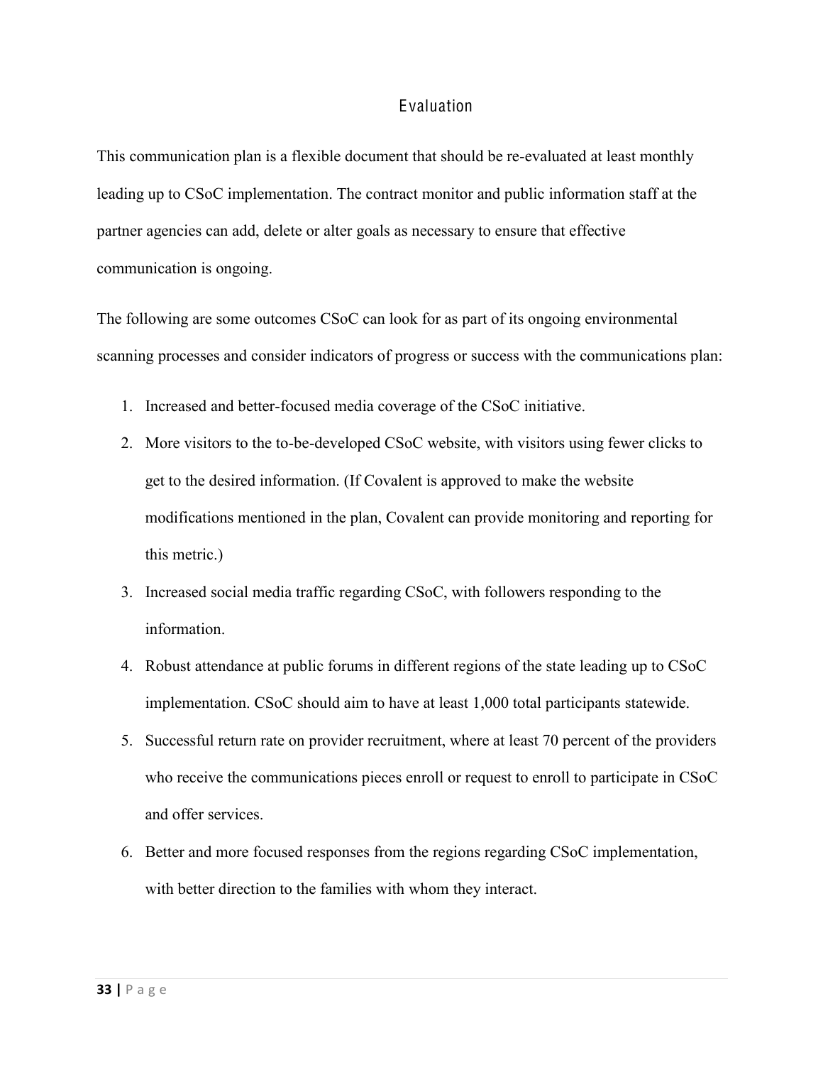## Evaluation

This communication plan is a flexible document that should be re-evaluated at least monthly leading up to CSoC implementation. The contract monitor and public information staff at the partner agencies can add, delete or alter goals as necessary to ensure that effective communication is ongoing.

The following are some outcomes CSoC can look for as part of its ongoing environmental scanning processes and consider indicators of progress or success with the communications plan:

1. Increased and better-focused media coverage of the CSoC initiative.
2. More visitors to the to-be-developed CSoC website, with visitors using fewer clicks to get to the desired information. (If Covalent is approved to make the website modifications mentioned in the plan, Covalent can provide monitoring and reporting for this metric.)
3. Increased social media traffic regarding CSoC, with followers responding to the information.
4. Robust attendance at public forums in different regions of the state leading up to CSoC implementation. CSoC should aim to have at least 1,000 total participants statewide.
5. Successful return rate on provider recruitment, where at least 70 percent of the providers who receive the communications pieces enroll or request to enroll to participate in CSoC and offer services.
6. Better and more focused responses from the regions regarding CSoC implementation, with better direction to the families with whom they interact.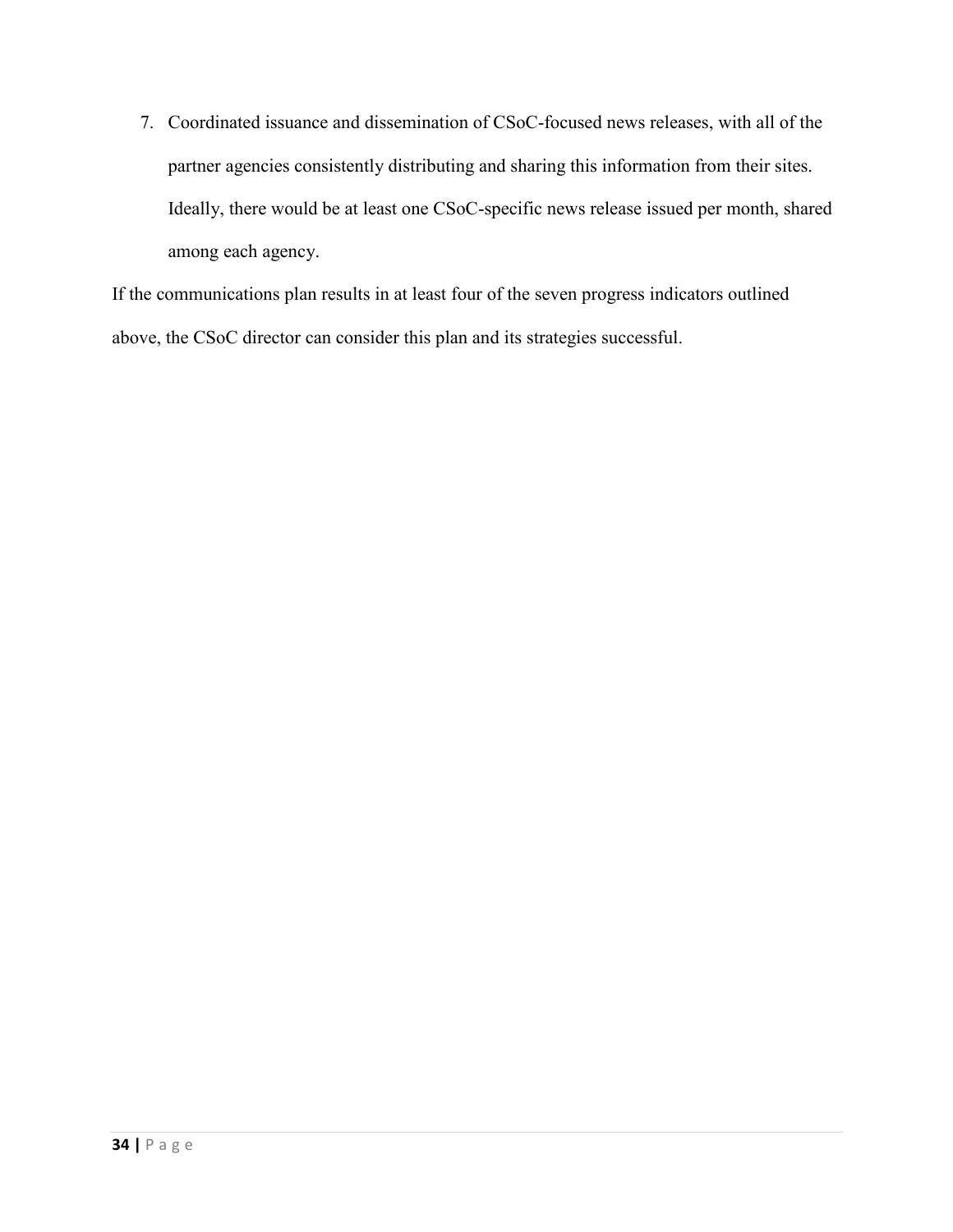7. Coordinated issuance and dissemination of CSoC-focused news releases, with all of the partner agencies consistently distributing and sharing this information from their sites. Ideally, there would be at least one CSoC-specific news release issued per month, shared among each agency.

If the communications plan results in at least four of the seven progress indicators outlined above, the CSoC director can consider this plan and its strategies successful.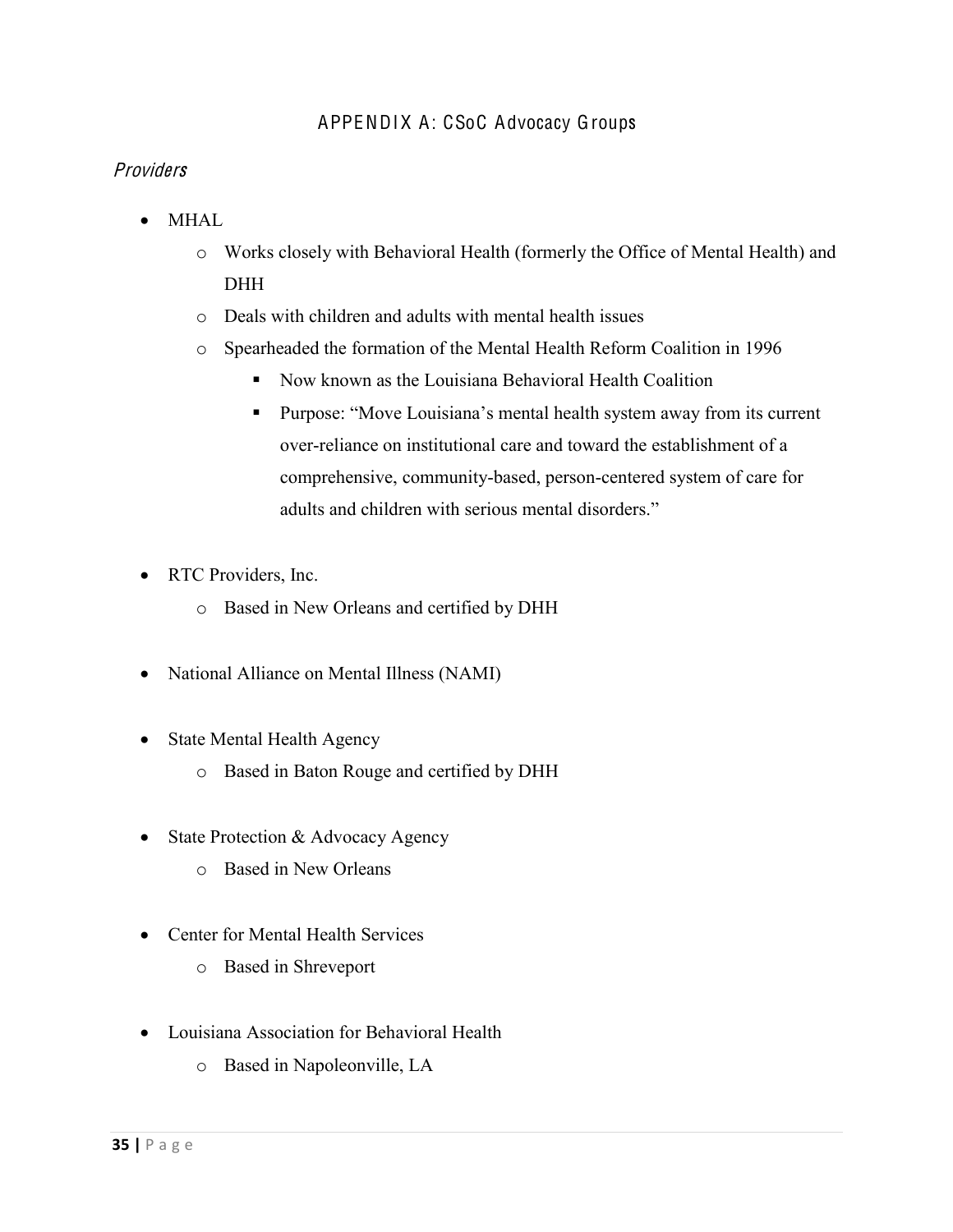# APPENDIX A: CSoC Advocacy Groups

*Providers*

- MHAL
  - Works closely with Behavioral Health (formerly the Office of Mental Health) and DHH
  - Deals with children and adults with mental health issues
  - Spearheaded the formation of the Mental Health Reform Coalition in 1996
    - Now known as the Louisiana Behavioral Health Coalition
    - Purpose: "Move Louisiana's mental health system away from its current over-reliance on institutional care and toward the establishment of a comprehensive, community-based, person-centered system of care for adults and children with serious mental disorders."

- RTC Providers, Inc.
  - Based in New Orleans and certified by DHH

- National Alliance on Mental Illness (NAMI)

- State Mental Health Agency
  - Based in Baton Rouge and certified by DHH

- State Protection & Advocacy Agency
  - Based in New Orleans

- Center for Mental Health Services
  - Based in Shreveport

- Louisiana Association for Behavioral Health
  - Based in Napoleonville, LA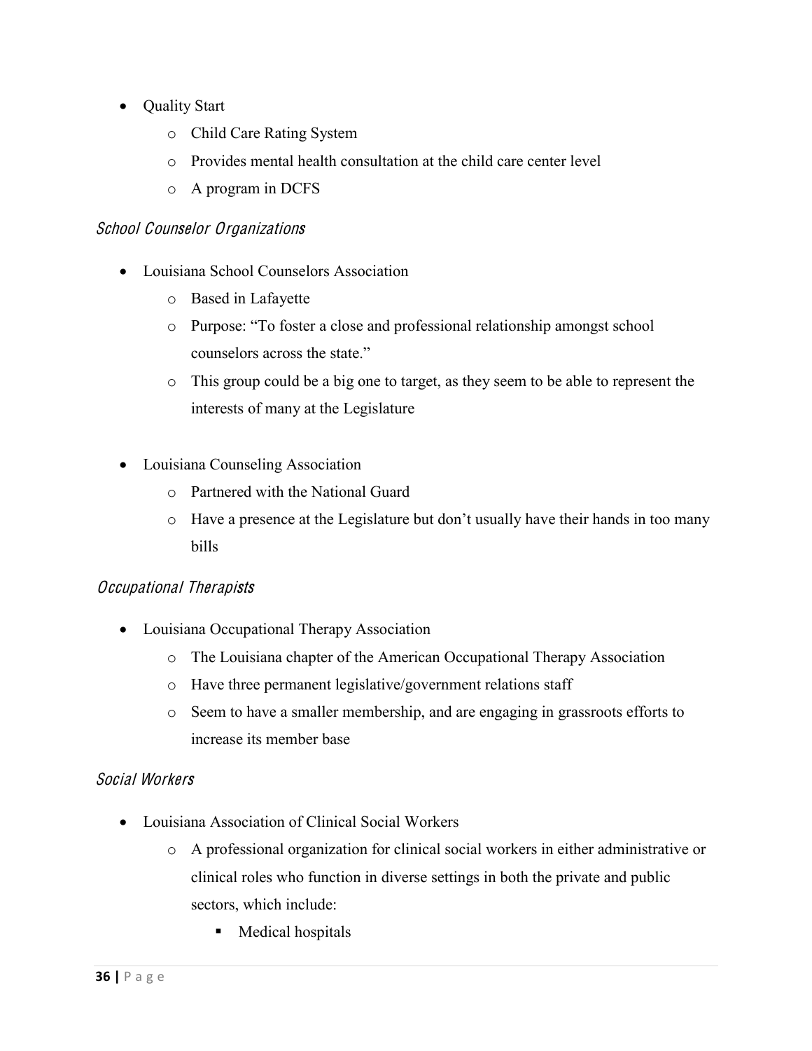- Quality Start
    - Child Care Rating System
    - Provides mental health consultation at the child care center level
    - A program in DCFS

### *School Counselor Organizations*

- Louisiana School Counselors Association
    - Based in Lafayette
    - Purpose: "To foster a close and professional relationship amongst school counselors across the state."
    - This group could be a big one to target, as they seem to be able to represent the interests of many at the Legislature

- Louisiana Counseling Association
    - Partnered with the National Guard
    - Have a presence at the Legislature but don't usually have their hands in too many bills

### *Occupational Therapists*

- Louisiana Occupational Therapy Association
    - The Louisiana chapter of the American Occupational Therapy Association
    - Have three permanent legislative/government relations staff
    - Seem to have a smaller membership, and are engaging in grassroots efforts to increase its member base

### *Social Workers*

- Louisiana Association of Clinical Social Workers
    - A professional organization for clinical social workers in either administrative or clinical roles who function in diverse settings in both the private and public sectors, which include:
        - Medical hospitals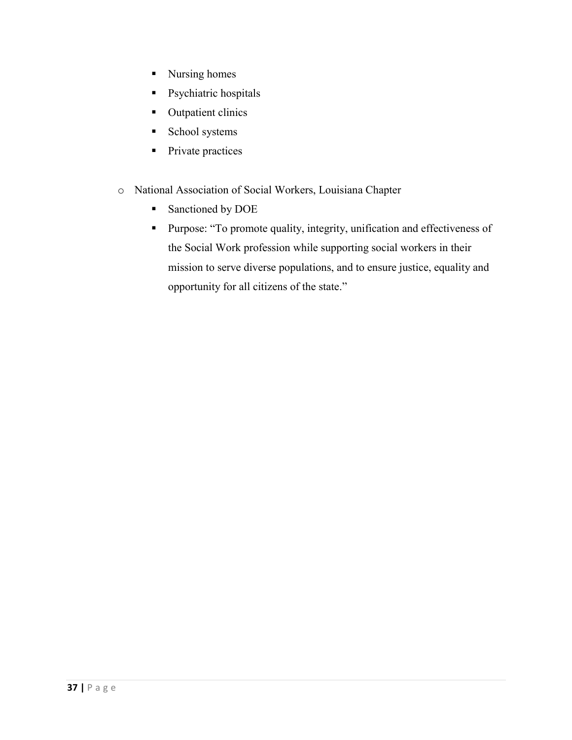- Nursing homes
        - Psychiatric hospitals
        - Outpatient clinics
        - School systems
        - Private practices

    - National Association of Social Workers, Louisiana Chapter
        - Sanctioned by DOE
        - Purpose: "To promote quality, integrity, unification and effectiveness of the Social Work profession while supporting social workers in their mission to serve diverse populations, and to ensure justice, equality and opportunity for all citizens of the state."